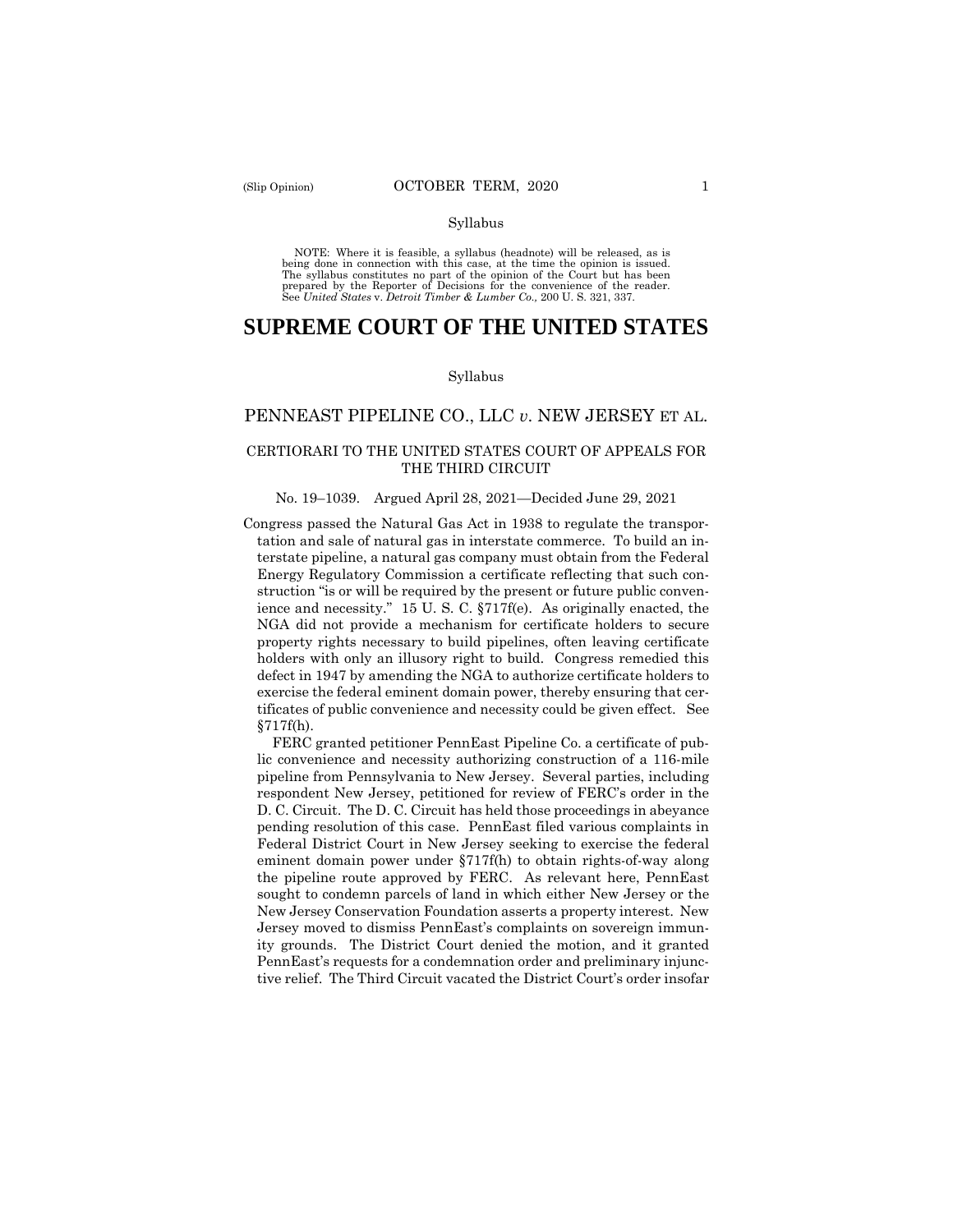Syllabus

NOTE: Where it is feasible, a syllabus (headnote) will be released, as is being done in connection with this case, at the time the opinion is issued. The syllabus constitutes no part of the opinion of the Court but has been prepared by the Reporter of Decisions for the convenience of the reader. See *United States* v. *Detroit Timber & Lumber Co.,* 200 U. S. 321, 337.

# SUPREME COURT OF THE UNITED STATES

Syllabus

## PENNEAST PIPELINE CO., LLC *v*. NEW JERSEY ET AL.

### CERTIORARI TO THE UNITED STATES COURT OF APPEALS FOR THE THIRD CIRCUIT

No. 19–1039. Argued April 28, 2021—Decided June 29, 2021

Congress passed the Natural Gas Act in 1938 to regulate the transportation and sale of natural gas in interstate commerce. To build an interstate pipeline, a natural gas company must obtain from the Federal Energy Regulatory Commission a certificate reflecting that such construction "is or will be required by the present or future public convenience and necessity." 15 U. S. C. §717f(e). As originally enacted, the NGA did not provide a mechanism for certificate holders to secure property rights necessary to build pipelines, often leaving certificate holders with only an illusory right to build. Congress remedied this defect in 1947 by amending the NGA to authorize certificate holders to exercise the federal eminent domain power, thereby ensuring that certificates of public convenience and necessity could be given effect. See §717f(h).

FERC granted petitioner PennEast Pipeline Co. a certificate of public convenience and necessity authorizing construction of a 116-mile pipeline from Pennsylvania to New Jersey. Several parties, including respondent New Jersey, petitioned for review of FERC's order in the D. C. Circuit. The D. C. Circuit has held those proceedings in abeyance pending resolution of this case. PennEast filed various complaints in Federal District Court in New Jersey seeking to exercise the federal eminent domain power under §717f(h) to obtain rights-of-way along the pipeline route approved by FERC. As relevant here, PennEast sought to condemn parcels of land in which either New Jersey or the New Jersey Conservation Foundation asserts a property interest. New Jersey moved to dismiss PennEast's complaints on sovereign immunity grounds. The District Court denied the motion, and it granted PennEast's requests for a condemnation order and preliminary injunctive relief. The Third Circuit vacated the District Court's order insofar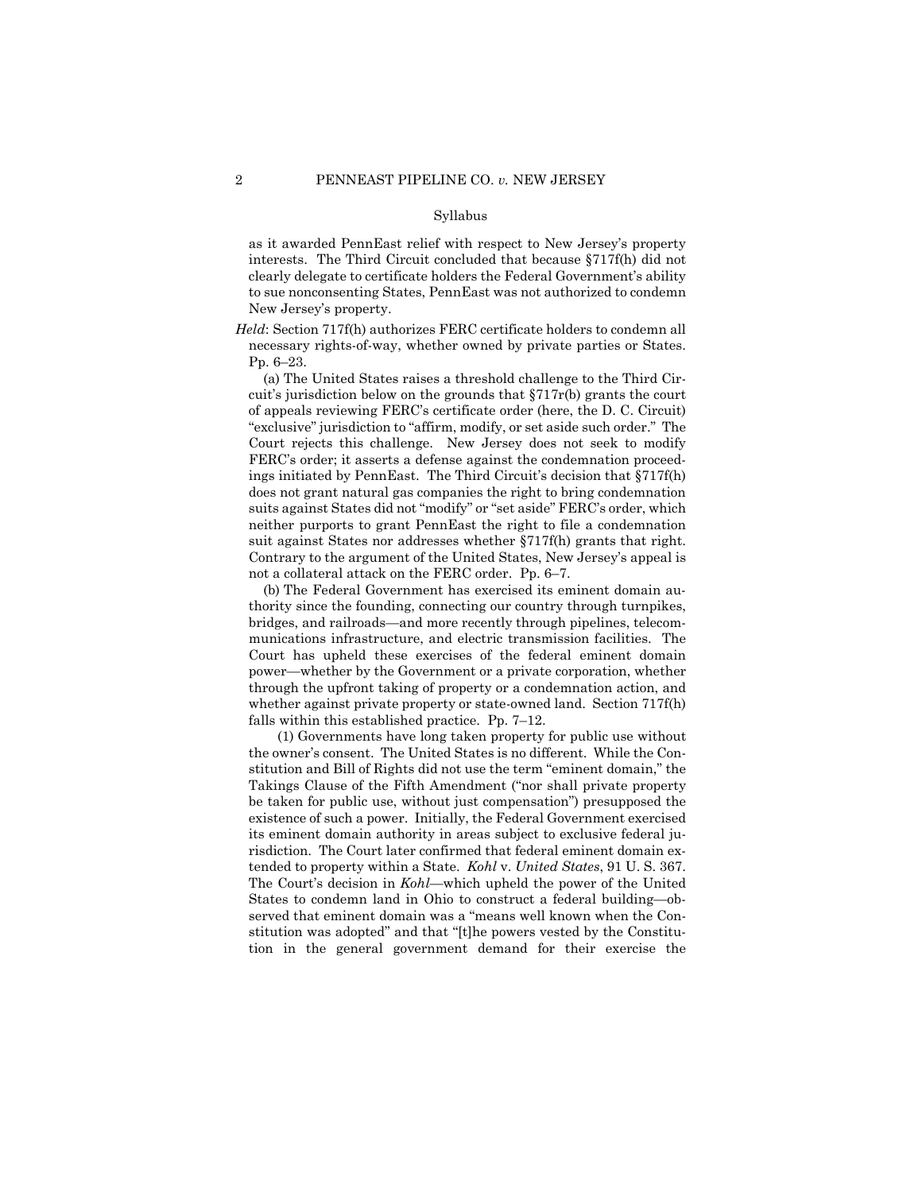Syllabus

as it awarded PennEast relief with respect to New Jersey's property interests. The Third Circuit concluded that because §717f(h) did not clearly delegate to certificate holders the Federal Government's ability to sue nonconsenting States, PennEast was not authorized to condemn New Jersey's property.

*Held*: Section 717f(h) authorizes FERC certificate holders to condemn all necessary rights-of-way, whether owned by private parties or States. Pp. 6–23.

(a) The United States raises a threshold challenge to the Third Circuit's jurisdiction below on the grounds that §717r(b) grants the court of appeals reviewing FERC's certificate order (here, the D. C. Circuit) "exclusive" jurisdiction to "affirm, modify, or set aside such order." The Court rejects this challenge. New Jersey does not seek to modify FERC's order; it asserts a defense against the condemnation proceedings initiated by PennEast. The Third Circuit's decision that §717f(h) does not grant natural gas companies the right to bring condemnation suits against States did not "modify" or "set aside" FERC's order, which neither purports to grant PennEast the right to file a condemnation suit against States nor addresses whether §717f(h) grants that right. Contrary to the argument of the United States, New Jersey's appeal is not a collateral attack on the FERC order. Pp. 6–7.

(b) The Federal Government has exercised its eminent domain authority since the founding, connecting our country through turnpikes, bridges, and railroads—and more recently through pipelines, telecommunications infrastructure, and electric transmission facilities. The Court has upheld these exercises of the federal eminent domain power—whether by the Government or a private corporation, whether through the upfront taking of property or a condemnation action, and whether against private property or state-owned land. Section 717f(h) falls within this established practice. Pp. 7–12.

(1) Governments have long taken property for public use without the owner's consent. The United States is no different. While the Constitution and Bill of Rights did not use the term "eminent domain," the Takings Clause of the Fifth Amendment ("nor shall private property be taken for public use, without just compensation") presupposed the existence of such a power. Initially, the Federal Government exercised its eminent domain authority in areas subject to exclusive federal jurisdiction. The Court later confirmed that federal eminent domain extended to property within a State. *Kohl* v. *United States*, 91 U. S. 367. The Court's decision in *Kohl*—which upheld the power of the United States to condemn land in Ohio to construct a federal building—observed that eminent domain was a "means well known when the Constitution was adopted" and that "[t]he powers vested by the Constitution in the general government demand for their exercise the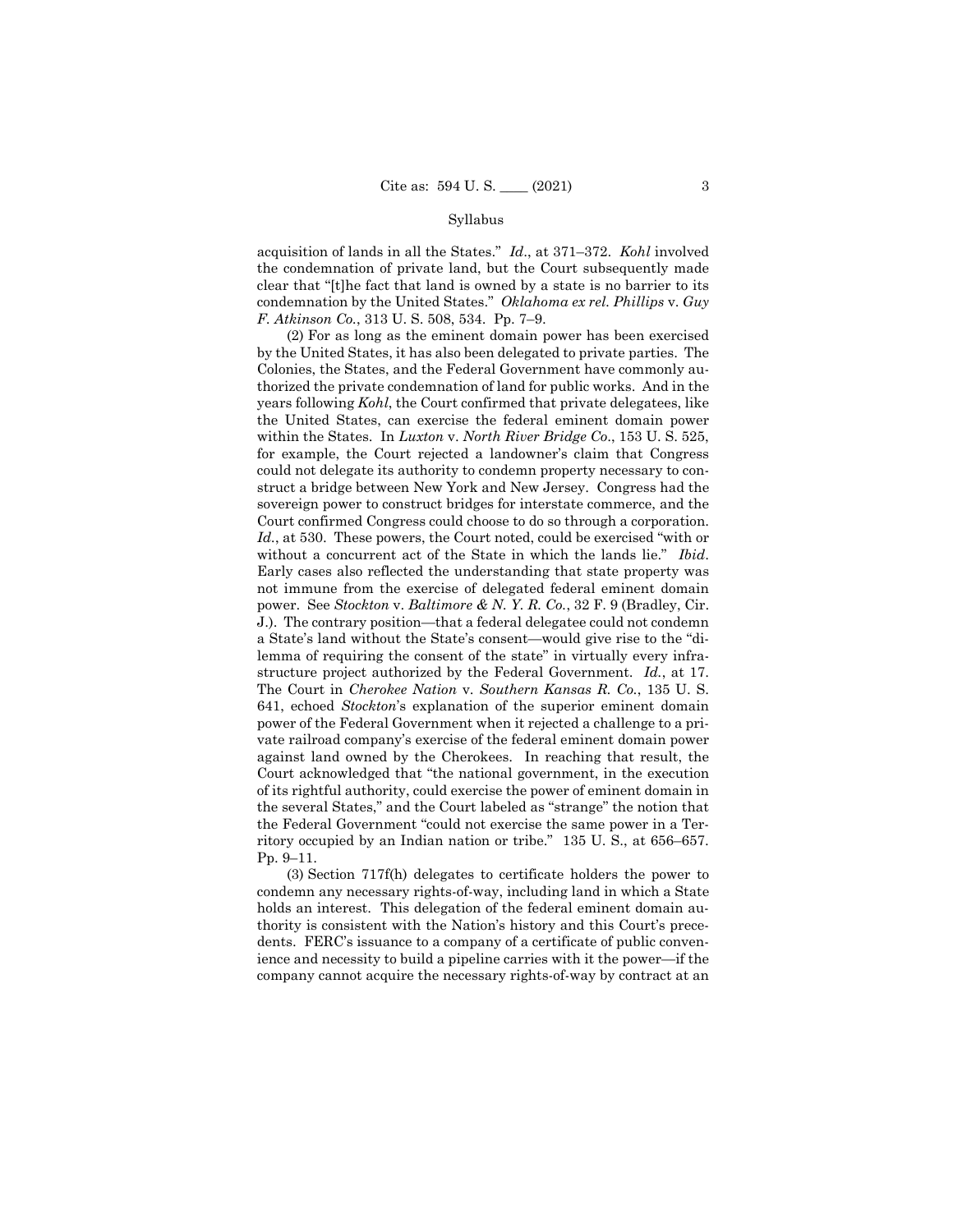acquisition of lands in all the States." *Id*., at 371–372. *Kohl* involved the condemnation of private land, but the Court subsequently made clear that "[t]he fact that land is owned by a state is no barrier to its condemnation by the United States." *Oklahoma ex rel. Phillips* v. *Guy F. Atkinson Co.*, 313 U. S. 508, 534. Pp. 7–9.

(2) For as long as the eminent domain power has been exercised by the United States, it has also been delegated to private parties. The Colonies, the States, and the Federal Government have commonly authorized the private condemnation of land for public works. And in the years following *Kohl*, the Court confirmed that private delegatees, like the United States, can exercise the federal eminent domain power within the States. In *Luxton* v. *North River Bridge Co*., 153 U. S. 525, for example, the Court rejected a landowner's claim that Congress could not delegate its authority to condemn property necessary to construct a bridge between New York and New Jersey. Congress had the sovereign power to construct bridges for interstate commerce, and the Court confirmed Congress could choose to do so through a corporation. *Id.*, at 530. These powers, the Court noted, could be exercised "with or without a concurrent act of the State in which the lands lie." *Ibid*. Early cases also reflected the understanding that state property was not immune from the exercise of delegated federal eminent domain power. See *Stockton* v. *Baltimore & N. Y. R. Co.*, 32 F. 9 (Bradley, Cir. J.). The contrary position—that a federal delegatee could not condemn a State's land without the State's consent—would give rise to the "dilemma of requiring the consent of the state" in virtually every infrastructure project authorized by the Federal Government. *Id.*, at 17. The Court in *Cherokee Nation* v. *Southern Kansas R. Co.*, 135 U. S. 641, echoed *Stockton*'s explanation of the superior eminent domain power of the Federal Government when it rejected a challenge to a private railroad company's exercise of the federal eminent domain power against land owned by the Cherokees. In reaching that result, the Court acknowledged that "the national government, in the execution of its rightful authority, could exercise the power of eminent domain in the several States," and the Court labeled as "strange" the notion that the Federal Government "could not exercise the same power in a Territory occupied by an Indian nation or tribe." 135 U. S., at 656–657. Pp. 9–11.

(3) Section 717f(h) delegates to certificate holders the power to condemn any necessary rights-of-way, including land in which a State holds an interest. This delegation of the federal eminent domain authority is consistent with the Nation's history and this Court's precedents. FERC's issuance to a company of a certificate of public convenience and necessity to build a pipeline carries with it the power—if the company cannot acquire the necessary rights-of-way by contract at an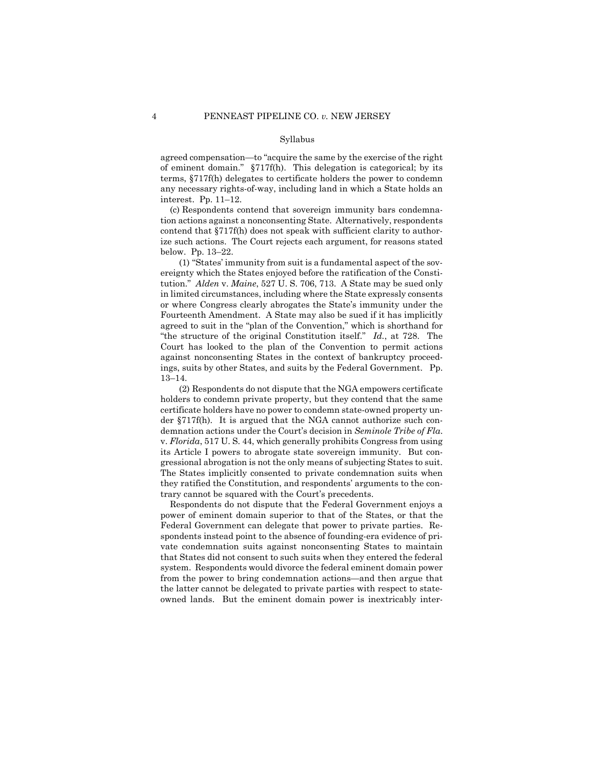Syllabus

agreed compensation—to "acquire the same by the exercise of the right of eminent domain." §717f(h). This delegation is categorical; by its terms, §717f(h) delegates to certificate holders the power to condemn any necessary rights-of-way, including land in which a State holds an interest. Pp. 11–12.

(c) Respondents contend that sovereign immunity bars condemnation actions against a nonconsenting State. Alternatively, respondents contend that §717f(h) does not speak with sufficient clarity to authorize such actions. The Court rejects each argument, for reasons stated below. Pp. 13–22.

(1) "States' immunity from suit is a fundamental aspect of the sovereignty which the States enjoyed before the ratification of the Constitution." *Alden* v. *Maine*, 527 U. S. 706, 713. A State may be sued only in limited circumstances, including where the State expressly consents or where Congress clearly abrogates the State's immunity under the Fourteenth Amendment. A State may also be sued if it has implicitly agreed to suit in the "plan of the Convention," which is shorthand for "the structure of the original Constitution itself." *Id.*, at 728. The Court has looked to the plan of the Convention to permit actions against nonconsenting States in the context of bankruptcy proceedings, suits by other States, and suits by the Federal Government. Pp. 13–14.

(2) Respondents do not dispute that the NGA empowers certificate holders to condemn private property, but they contend that the same certificate holders have no power to condemn state-owned property under §717f(h). It is argued that the NGA cannot authorize such condemnation actions under the Court's decision in *Seminole Tribe of Fla.* v. *Florida*, 517 U. S. 44, which generally prohibits Congress from using its Article I powers to abrogate state sovereign immunity. But congressional abrogation is not the only means of subjecting States to suit. The States implicitly consented to private condemnation suits when they ratified the Constitution, and respondents' arguments to the contrary cannot be squared with the Court's precedents.

Respondents do not dispute that the Federal Government enjoys a power of eminent domain superior to that of the States, or that the Federal Government can delegate that power to private parties. Respondents instead point to the absence of founding-era evidence of private condemnation suits against nonconsenting States to maintain that States did not consent to such suits when they entered the federal system. Respondents would divorce the federal eminent domain power from the power to bring condemnation actions—and then argue that the latter cannot be delegated to private parties with respect to state-owned lands. But the eminent domain power is inextricably inter-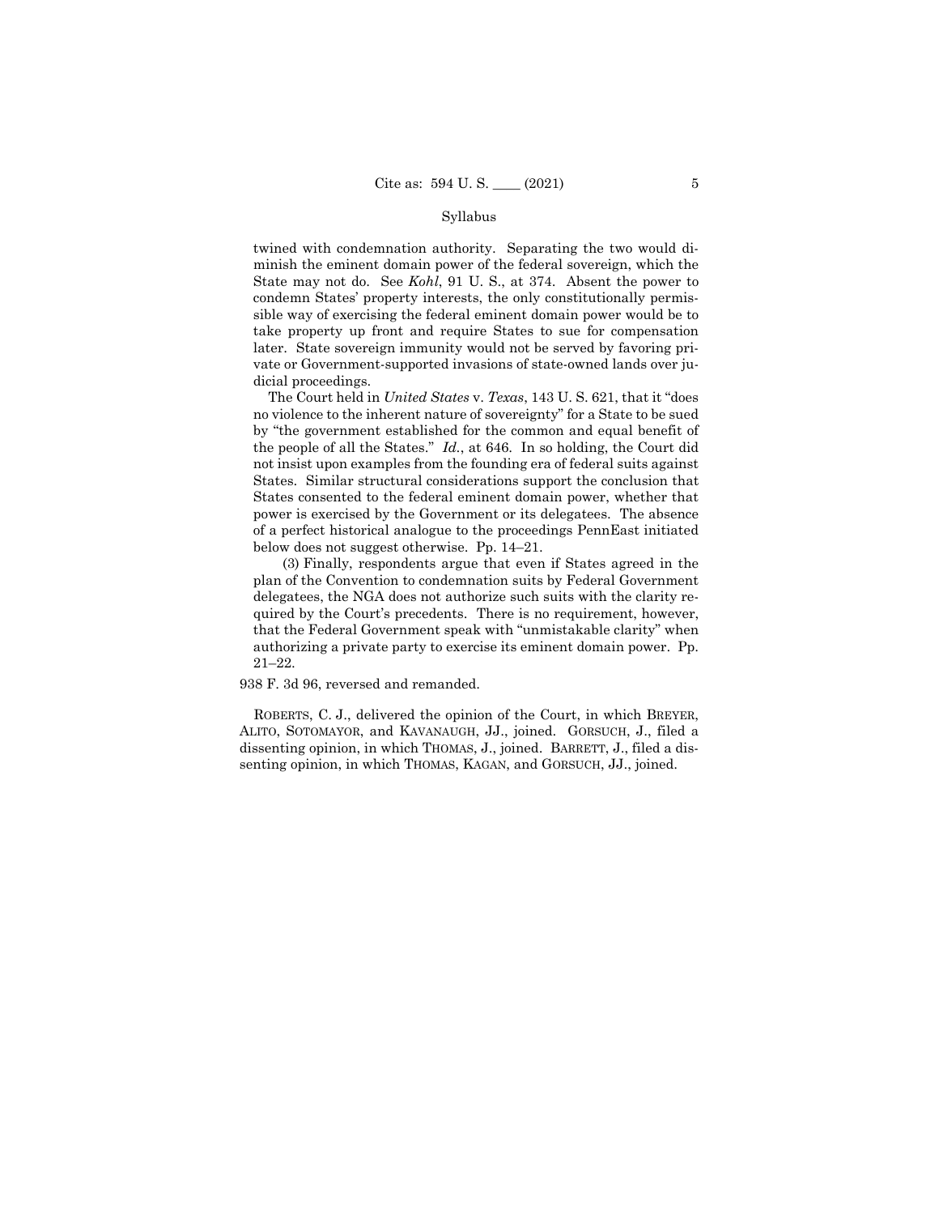twined with condemnation authority. Separating the two would diminish the eminent domain power of the federal sovereign, which the State may not do. See *Kohl*, 91 U. S., at 374. Absent the power to condemn States' property interests, the only constitutionally permissible way of exercising the federal eminent domain power would be to take property up front and require States to sue for compensation later. State sovereign immunity would not be served by favoring private or Government-supported invasions of state-owned lands over judicial proceedings.

The Court held in *United States* v. *Texas*, 143 U. S. 621, that it "does no violence to the inherent nature of sovereignty" for a State to be sued by "the government established for the common and equal benefit of the people of all the States." *Id.*, at 646. In so holding, the Court did not insist upon examples from the founding era of federal suits against States. Similar structural considerations support the conclusion that States consented to the federal eminent domain power, whether that power is exercised by the Government or its delegatees. The absence of a perfect historical analogue to the proceedings PennEast initiated below does not suggest otherwise. Pp. 14–21.

(3) Finally, respondents argue that even if States agreed in the plan of the Convention to condemnation suits by Federal Government delegatees, the NGA does not authorize such suits with the clarity required by the Court's precedents. There is no requirement, however, that the Federal Government speak with "unmistakable clarity" when authorizing a private party to exercise its eminent domain power. Pp. 21–22.

938 F. 3d 96, reversed and remanded.

ROBERTS, C. J., delivered the opinion of the Court, in which BREYER, ALITO, SOTOMAYOR, and KAVANAUGH, JJ., joined. GORSUCH, J., filed a dissenting opinion, in which THOMAS, J., joined. BARRETT, J., filed a dissenting opinion, in which THOMAS, KAGAN, and GORSUCH, JJ., joined.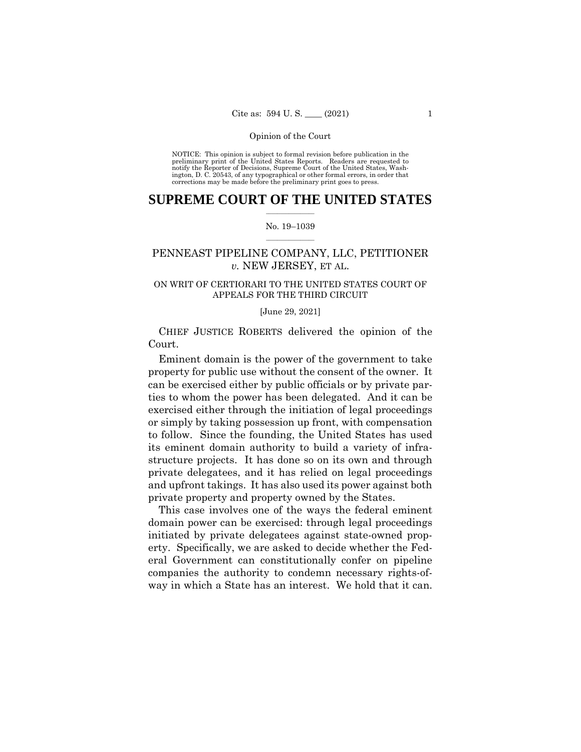NOTICE: This opinion is subject to formal revision before publication in the preliminary print of the United States Reports. Readers are requested to notify the Reporter of Decisions, Supreme Court of the United States, Washington, D. C. 20543, of any typographical or other formal errors, in order that corrections may be made before the preliminary print goes to press.

# SUPREME COURT OF THE UNITED STATES

No. 19–1039

PENNEAST PIPELINE COMPANY, LLC, PETITIONER *v.* NEW JERSEY, ET AL.

ON WRIT OF CERTIORARI TO THE UNITED STATES COURT OF APPEALS FOR THE THIRD CIRCUIT

[June 29, 2021]

CHIEF JUSTICE ROBERTS delivered the opinion of the Court.

Eminent domain is the power of the government to take property for public use without the consent of the owner. It can be exercised either by public officials or by private parties to whom the power has been delegated. And it can be exercised either through the initiation of legal proceedings or simply by taking possession up front, with compensation to follow. Since the founding, the United States has used its eminent domain authority to build a variety of infrastructure projects. It has done so on its own and through private delegatees, and it has relied on legal proceedings and upfront takings. It has also used its power against both private property and property owned by the States.

This case involves one of the ways the federal eminent domain power can be exercised: through legal proceedings initiated by private delegatees against state-owned property. Specifically, we are asked to decide whether the Federal Government can constitutionally confer on pipeline companies the authority to condemn necessary rights-of-way in which a State has an interest. We hold that it can.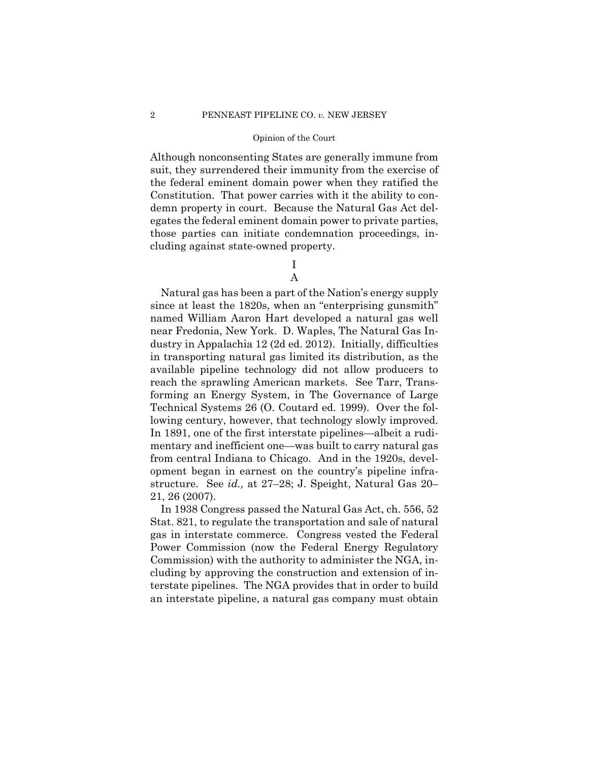Although nonconsenting States are generally immune from suit, they surrendered their immunity from the exercise of the federal eminent domain power when they ratified the Constitution. That power carries with it the ability to condemn property in court. Because the Natural Gas Act delegates the federal eminent domain power to private parties, those parties can initiate condemnation proceedings, including against state-owned property.

# I

## A

Natural gas has been a part of the Nation's energy supply since at least the 1820s, when an "enterprising gunsmith" named William Aaron Hart developed a natural gas well near Fredonia, New York. D. Waples, The Natural Gas Industry in Appalachia 12 (2d ed. 2012). Initially, difficulties in transporting natural gas limited its distribution, as the available pipeline technology did not allow producers to reach the sprawling American markets. See Tarr, Transforming an Energy System, in The Governance of Large Technical Systems 26 (O. Coutard ed. 1999). Over the following century, however, that technology slowly improved. In 1891, one of the first interstate pipelines—albeit a rudimentary and inefficient one—was built to carry natural gas from central Indiana to Chicago. And in the 1920s, development began in earnest on the country's pipeline infrastructure. See *id.,* at 27–28; J. Speight, Natural Gas 20–21, 26 (2007).

In 1938 Congress passed the Natural Gas Act, ch. 556, 52 Stat. 821, to regulate the transportation and sale of natural gas in interstate commerce. Congress vested the Federal Power Commission (now the Federal Energy Regulatory Commission) with the authority to administer the NGA, including by approving the construction and extension of interstate pipelines. The NGA provides that in order to build an interstate pipeline, a natural gas company must obtain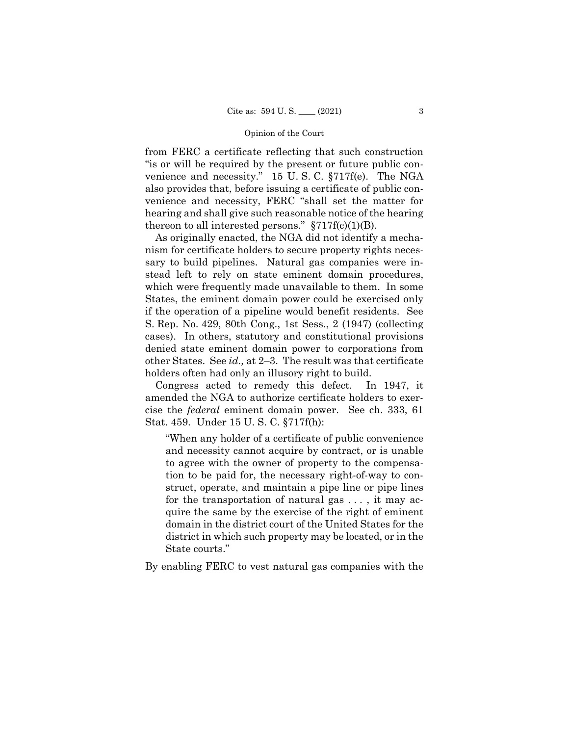from FERC a certificate reflecting that such construction "is or will be required by the present or future public convenience and necessity." 15 U. S. C. §717f(e). The NGA also provides that, before issuing a certificate of public convenience and necessity, FERC "shall set the matter for hearing and shall give such reasonable notice of the hearing thereon to all interested persons." §717f(c)(1)(B).

As originally enacted, the NGA did not identify a mechanism for certificate holders to secure property rights necessary to build pipelines. Natural gas companies were instead left to rely on state eminent domain procedures, which were frequently made unavailable to them. In some States, the eminent domain power could be exercised only if the operation of a pipeline would benefit residents. See S. Rep. No. 429, 80th Cong., 1st Sess., 2 (1947) (collecting cases). In others, statutory and constitutional provisions denied state eminent domain power to corporations from other States. See *id.,* at 2–3. The result was that certificate holders often had only an illusory right to build.

Congress acted to remedy this defect. In 1947, it amended the NGA to authorize certificate holders to exercise the *federal* eminent domain power. See ch. 333, 61 Stat. 459. Under 15 U. S. C. §717f(h):

> "When any holder of a certificate of public convenience and necessity cannot acquire by contract, or is unable to agree with the owner of property to the compensation to be paid for, the necessary right-of-way to construct, operate, and maintain a pipe line or pipe lines for the transportation of natural gas . . . , it may acquire the same by the exercise of the right of eminent domain in the district court of the United States for the district in which such property may be located, or in the State courts."

By enabling FERC to vest natural gas companies with the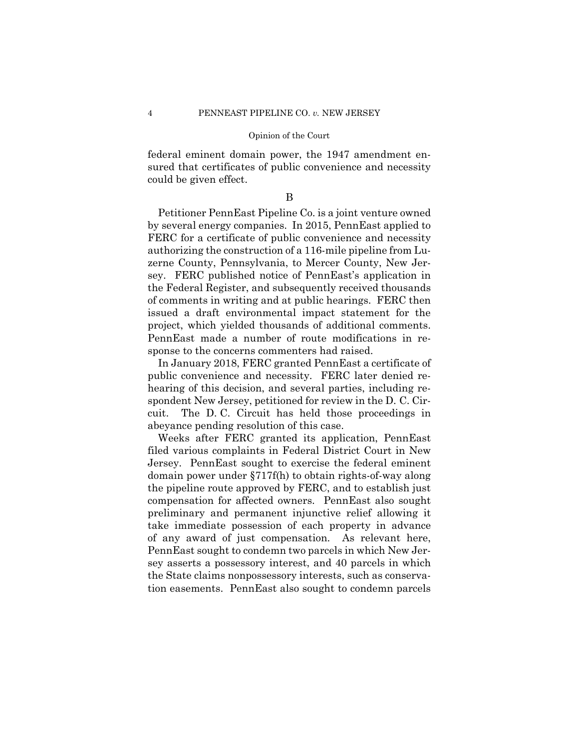federal eminent domain power, the 1947 amendment ensured that certificates of public convenience and necessity could be given effect.

B

Petitioner PennEast Pipeline Co. is a joint venture owned by several energy companies. In 2015, PennEast applied to FERC for a certificate of public convenience and necessity authorizing the construction of a 116-mile pipeline from Luzerne County, Pennsylvania, to Mercer County, New Jersey. FERC published notice of PennEast's application in the Federal Register, and subsequently received thousands of comments in writing and at public hearings. FERC then issued a draft environmental impact statement for the project, which yielded thousands of additional comments. PennEast made a number of route modifications in response to the concerns commenters had raised.

In January 2018, FERC granted PennEast a certificate of public convenience and necessity. FERC later denied rehearing of this decision, and several parties, including respondent New Jersey, petitioned for review in the D. C. Circuit. The D. C. Circuit has held those proceedings in abeyance pending resolution of this case.

Weeks after FERC granted its application, PennEast filed various complaints in Federal District Court in New Jersey. PennEast sought to exercise the federal eminent domain power under §717f(h) to obtain rights-of-way along the pipeline route approved by FERC, and to establish just compensation for affected owners. PennEast also sought preliminary and permanent injunctive relief allowing it take immediate possession of each property in advance of any award of just compensation. As relevant here, PennEast sought to condemn two parcels in which New Jersey asserts a possessory interest, and 40 parcels in which the State claims nonpossessory interests, such as conservation easements. PennEast also sought to condemn parcels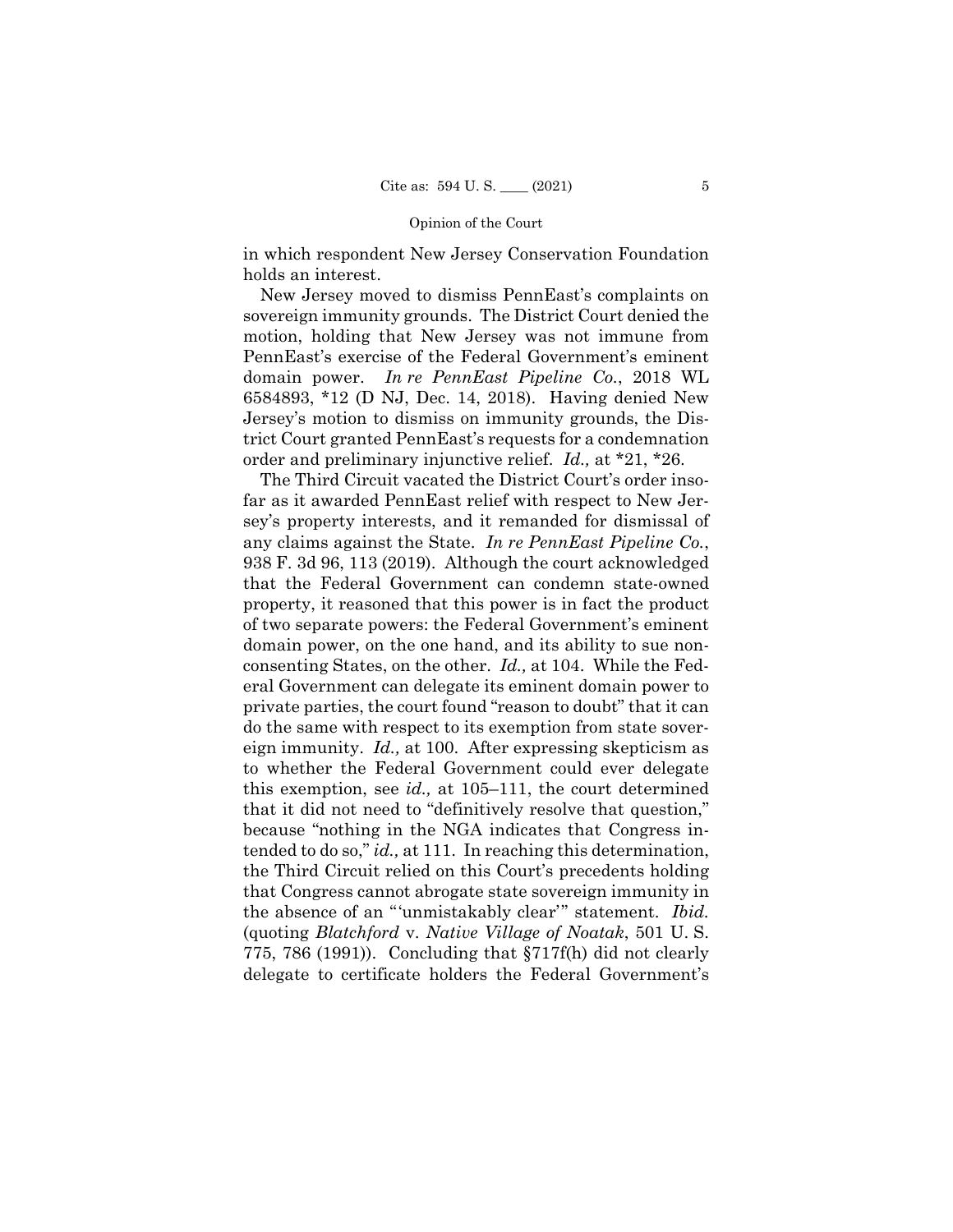in which respondent New Jersey Conservation Foundation holds an interest.

New Jersey moved to dismiss PennEast's complaints on sovereign immunity grounds. The District Court denied the motion, holding that New Jersey was not immune from PennEast's exercise of the Federal Government's eminent domain power. *In re PennEast Pipeline Co.*, 2018 WL 6584893, *12 (D NJ, Dec. 14, 2018). Having denied New Jersey's motion to dismiss on immunity grounds, the District Court granted PennEast's requests for a condemnation order and preliminary injunctive relief. *Id.,* at *21, *26.

The Third Circuit vacated the District Court's order insofar as it awarded PennEast relief with respect to New Jersey's property interests, and it remanded for dismissal of any claims against the State. *In re PennEast Pipeline Co.*, 938 F. 3d 96, 113 (2019). Although the court acknowledged that the Federal Government can condemn state-owned property, it reasoned that this power is in fact the product of two separate powers: the Federal Government's eminent domain power, on the one hand, and its ability to sue nonconsenting States, on the other. *Id.,* at 104. While the Federal Government can delegate its eminent domain power to private parties, the court found "reason to doubt" that it can do the same with respect to its exemption from state sovereign immunity. *Id.,* at 100. After expressing skepticism as to whether the Federal Government could ever delegate this exemption, see *id.,* at 105–111, the court determined that it did not need to "definitively resolve that question," because "nothing in the NGA indicates that Congress intended to do so," *id.,* at 111. In reaching this determination, the Third Circuit relied on this Court's precedents holding that Congress cannot abrogate state sovereign immunity in the absence of an "'unmistakably clear'" statement. *Ibid.* (quoting *Blatchford* v. *Native Village of Noatak*, 501 U. S. 775, 786 (1991)). Concluding that §717f(h) did not clearly delegate to certificate holders the Federal Government's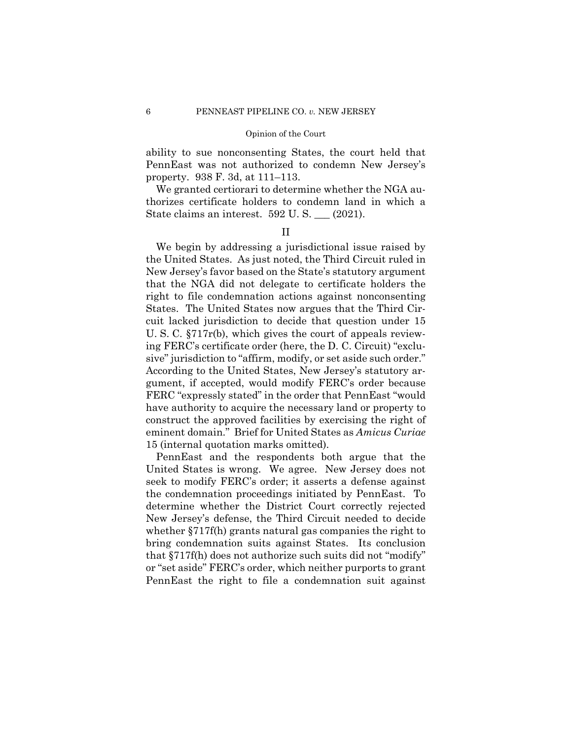ability to sue nonconsenting States, the court held that PennEast was not authorized to condemn New Jersey's property. 938 F. 3d, at 111–113.

We granted certiorari to determine whether the NGA authorizes certificate holders to condemn land in which a State claims an interest. 592 U. S. ___ (2021).

## II

We begin by addressing a jurisdictional issue raised by the United States. As just noted, the Third Circuit ruled in New Jersey's favor based on the State's statutory argument that the NGA did not delegate to certificate holders the right to file condemnation actions against nonconsenting States. The United States now argues that the Third Circuit lacked jurisdiction to decide that question under 15 U. S. C. §717r(b), which gives the court of appeals reviewing FERC's certificate order (here, the D. C. Circuit) "exclusive" jurisdiction to "affirm, modify, or set aside such order." According to the United States, New Jersey's statutory argument, if accepted, would modify FERC's order because FERC "expressly stated" in the order that PennEast "would have authority to acquire the necessary land or property to construct the approved facilities by exercising the right of eminent domain." Brief for United States as *Amicus Curiae* 15 (internal quotation marks omitted).

PennEast and the respondents both argue that the United States is wrong. We agree. New Jersey does not seek to modify FERC's order; it asserts a defense against the condemnation proceedings initiated by PennEast. To determine whether the District Court correctly rejected New Jersey's defense, the Third Circuit needed to decide whether §717f(h) grants natural gas companies the right to bring condemnation suits against States. Its conclusion that §717f(h) does not authorize such suits did not "modify" or "set aside" FERC's order, which neither purports to grant PennEast the right to file a condemnation suit against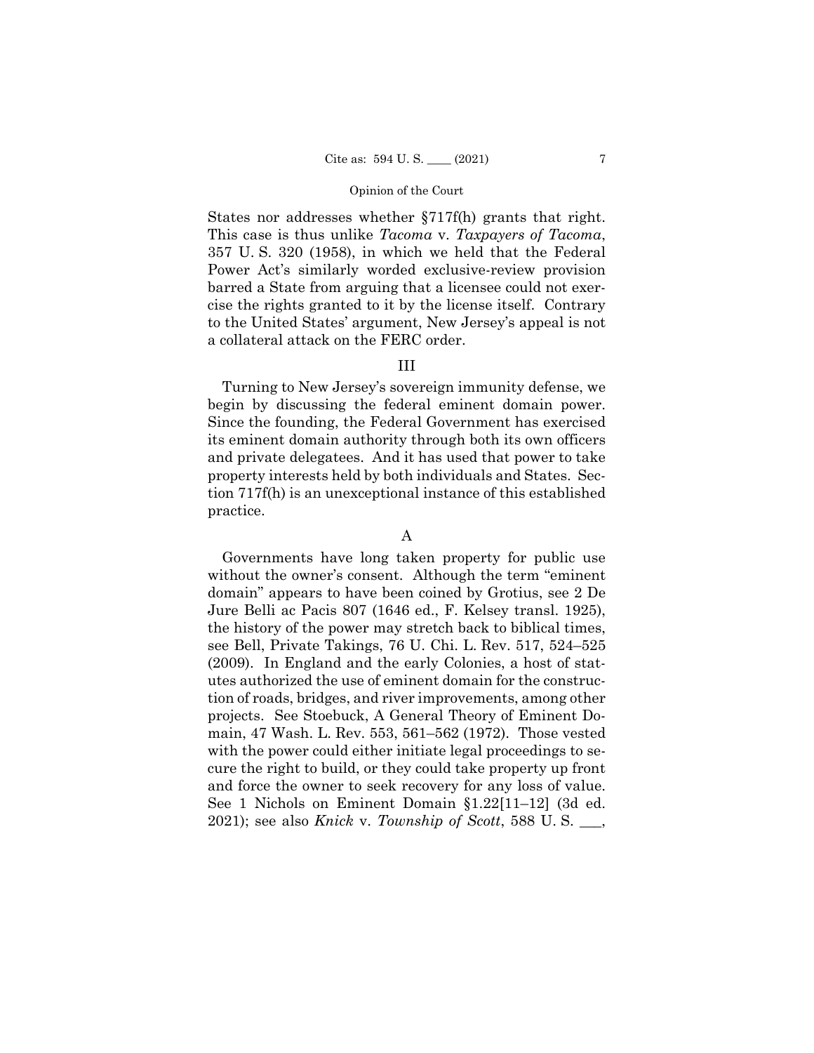States nor addresses whether §717f(h) grants that right. This case is thus unlike *Tacoma* v. *Taxpayers of Tacoma*, 357 U. S. 320 (1958), in which we held that the Federal Power Act's similarly worded exclusive-review provision barred a State from arguing that a licensee could not exercise the rights granted to it by the license itself. Contrary to the United States' argument, New Jersey's appeal is not a collateral attack on the FERC order.

## III

Turning to New Jersey's sovereign immunity defense, we begin by discussing the federal eminent domain power. Since the founding, the Federal Government has exercised its eminent domain authority through both its own officers and private delegatees. And it has used that power to take property interests held by both individuals and States. Section 717f(h) is an unexceptional instance of this established practice.

### A

Governments have long taken property for public use without the owner's consent. Although the term "eminent domain" appears to have been coined by Grotius, see 2 De Jure Belli ac Pacis 807 (1646 ed., F. Kelsey transl. 1925), the history of the power may stretch back to biblical times, see Bell, Private Takings, 76 U. Chi. L. Rev. 517, 524–525 (2009). In England and the early Colonies, a host of statutes authorized the use of eminent domain for the construction of roads, bridges, and river improvements, among other projects. See Stoebuck, A General Theory of Eminent Domain, 47 Wash. L. Rev. 553, 561–562 (1972). Those vested with the power could either initiate legal proceedings to secure the right to build, or they could take property up front and force the owner to seek recovery for any loss of value. See 1 Nichols on Eminent Domain §1.22[11–12] (3d ed. 2021); see also *Knick* v. *Township of Scott*, 588 U. S. ___,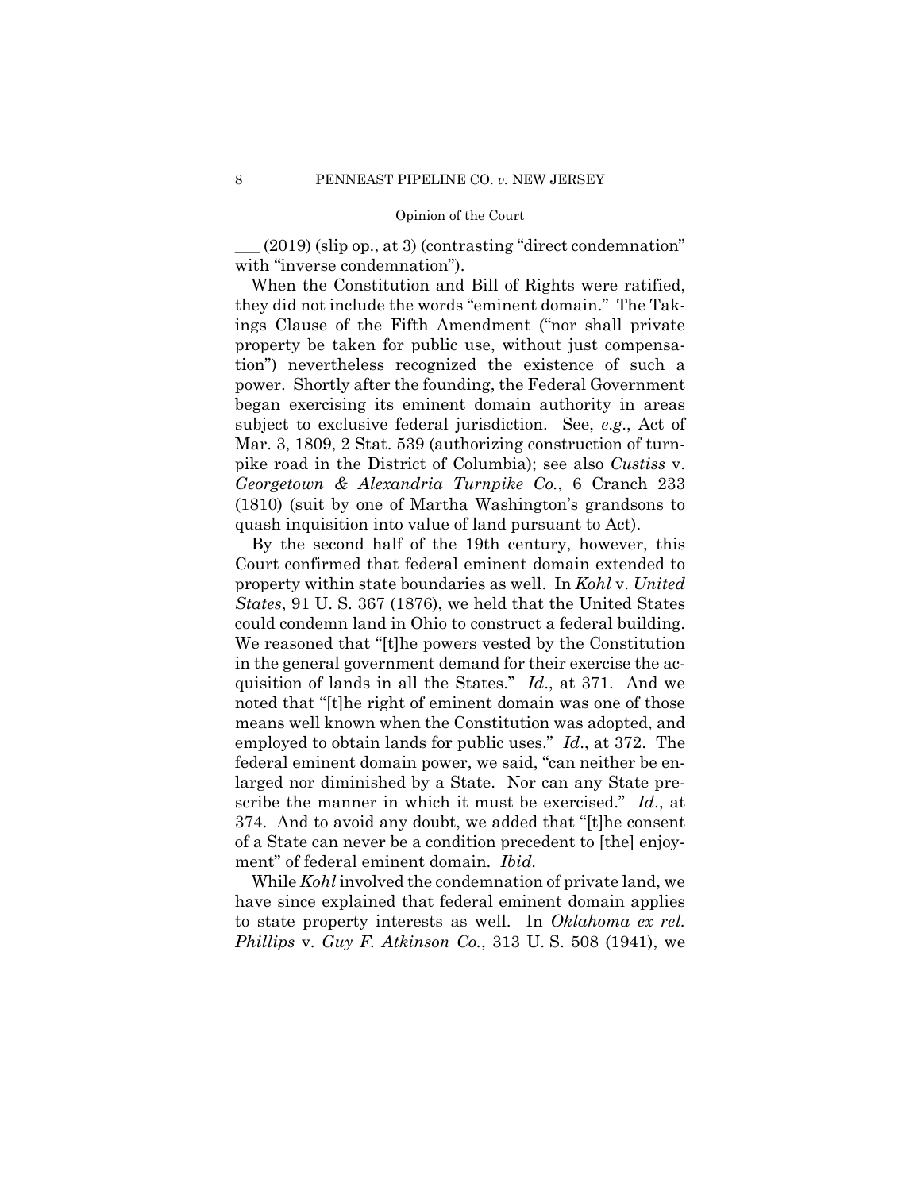___ (2019) (slip op., at 3) (contrasting "direct condemnation" with "inverse condemnation").

When the Constitution and Bill of Rights were ratified, they did not include the words "eminent domain." The Takings Clause of the Fifth Amendment ("nor shall private property be taken for public use, without just compensation") nevertheless recognized the existence of such a power. Shortly after the founding, the Federal Government began exercising its eminent domain authority in areas subject to exclusive federal jurisdiction. See, *e.g.*, Act of Mar. 3, 1809, 2 Stat. 539 (authorizing construction of turnpike road in the District of Columbia); see also *Custiss* v. *Georgetown & Alexandria Turnpike Co.*, 6 Cranch 233 (1810) (suit by one of Martha Washington's grandsons to quash inquisition into value of land pursuant to Act).

By the second half of the 19th century, however, this Court confirmed that federal eminent domain extended to property within state boundaries as well. In *Kohl* v. *United States*, 91 U. S. 367 (1876), we held that the United States could condemn land in Ohio to construct a federal building. We reasoned that "[t]he powers vested by the Constitution in the general government demand for their exercise the acquisition of lands in all the States." *Id.*, at 371. And we noted that "[t]he right of eminent domain was one of those means well known when the Constitution was adopted, and employed to obtain lands for public uses." *Id.*, at 372. The federal eminent domain power, we said, "can neither be enlarged nor diminished by a State. Nor can any State prescribe the manner in which it must be exercised." *Id.*, at 374. And to avoid any doubt, we added that "[t]he consent of a State can never be a condition precedent to [the] enjoyment" of federal eminent domain. *Ibid.*

While *Kohl* involved the condemnation of private land, we have since explained that federal eminent domain applies to state property interests as well. In *Oklahoma ex rel. Phillips* v. *Guy F. Atkinson Co.*, 313 U. S. 508 (1941), we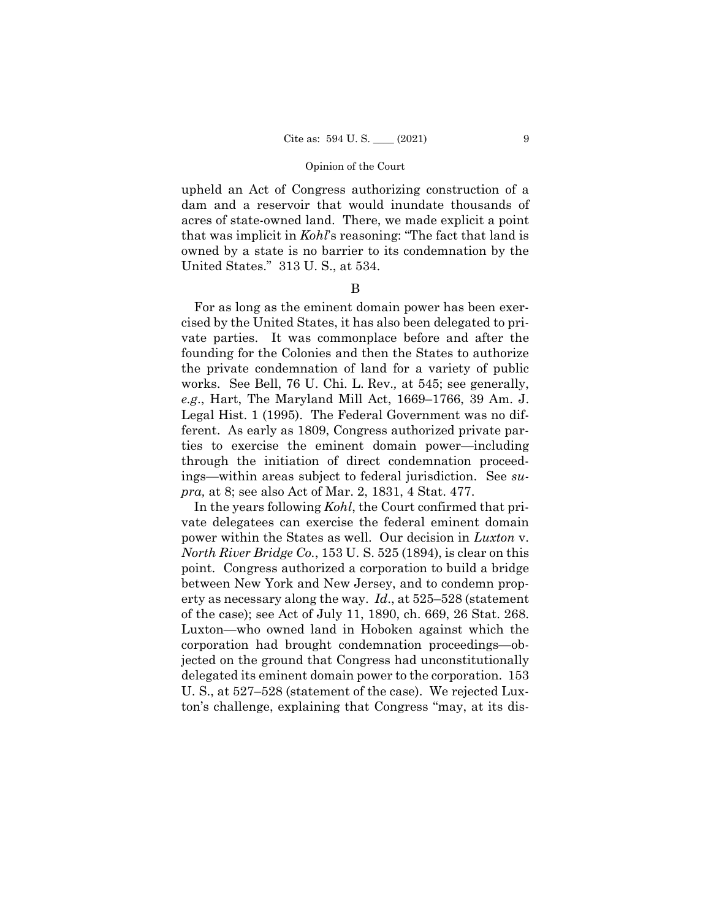upheld an Act of Congress authorizing construction of a dam and a reservoir that would inundate thousands of acres of state-owned land. There, we made explicit a point that was implicit in *Kohl*'s reasoning: "The fact that land is owned by a state is no barrier to its condemnation by the United States." 313 U. S., at 534.

B

For as long as the eminent domain power has been exercised by the United States, it has also been delegated to private parties. It was commonplace before and after the founding for the Colonies and then the States to authorize the private condemnation of land for a variety of public works. See Bell, 76 U. Chi. L. Rev., at 545; see generally, *e.g.*, Hart, The Maryland Mill Act, 1669–1766, 39 Am. J. Legal Hist. 1 (1995). The Federal Government was no different. As early as 1809, Congress authorized private parties to exercise the eminent domain power—including through the initiation of direct condemnation proceedings—within areas subject to federal jurisdiction. See *supra,* at 8; see also Act of Mar. 2, 1831, 4 Stat. 477.

In the years following *Kohl*, the Court confirmed that private delegatees can exercise the federal eminent domain power within the States as well. Our decision in *Luxton* v. *North River Bridge Co.*, 153 U. S. 525 (1894), is clear on this point. Congress authorized a corporation to build a bridge between New York and New Jersey, and to condemn property as necessary along the way. *Id*., at 525–528 (statement of the case); see Act of July 11, 1890, ch. 669, 26 Stat. 268. Luxton—who owned land in Hoboken against which the corporation had brought condemnation proceedings—objected on the ground that Congress had unconstitutionally delegated its eminent domain power to the corporation. 153 U. S., at 527–528 (statement of the case). We rejected Luxton's challenge, explaining that Congress "may, at its dis-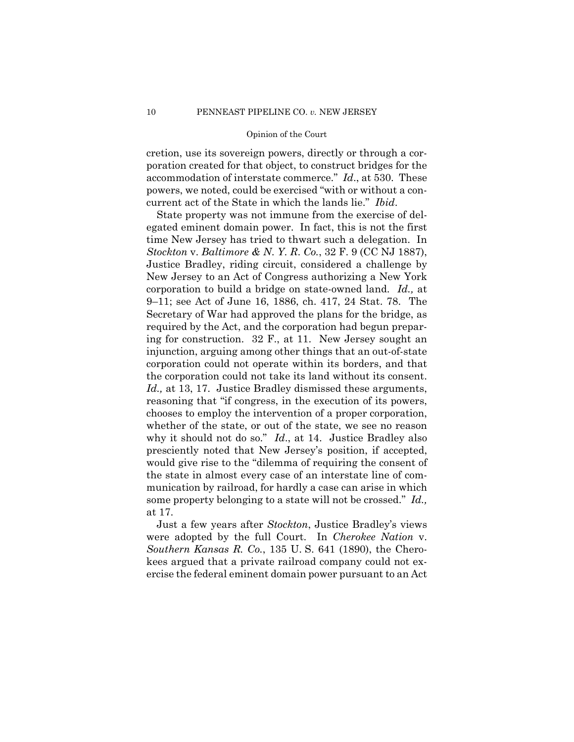cretion, use its sovereign powers, directly or through a corporation created for that object, to construct bridges for the accommodation of interstate commerce." *Id*., at 530. These powers, we noted, could be exercised "with or without a concurrent act of the State in which the lands lie." *Ibid*.

State property was not immune from the exercise of delegated eminent domain power. In fact, this is not the first time New Jersey has tried to thwart such a delegation. In *Stockton* v. *Baltimore & N. Y. R. Co.*, 32 F. 9 (CC NJ 1887), Justice Bradley, riding circuit, considered a challenge by New Jersey to an Act of Congress authorizing a New York corporation to build a bridge on state-owned land. *Id.,* at 9–11; see Act of June 16, 1886, ch. 417, 24 Stat. 78. The Secretary of War had approved the plans for the bridge, as required by the Act, and the corporation had begun preparing for construction. 32 F., at 11. New Jersey sought an injunction, arguing among other things that an out-of-state corporation could not operate within its borders, and that the corporation could not take its land without its consent. *Id.,* at 13, 17. Justice Bradley dismissed these arguments, reasoning that "if congress, in the execution of its powers, chooses to employ the intervention of a proper corporation, whether of the state, or out of the state, we see no reason why it should not do so." *Id*., at 14. Justice Bradley also presciently noted that New Jersey's position, if accepted, would give rise to the "dilemma of requiring the consent of the state in almost every case of an interstate line of communication by railroad, for hardly a case can arise in which some property belonging to a state will not be crossed." *Id.,* at 17.

Just a few years after *Stockton*, Justice Bradley's views were adopted by the full Court. In *Cherokee Nation* v. *Southern Kansas R. Co.*, 135 U. S. 641 (1890), the Cherokees argued that a private railroad company could not exercise the federal eminent domain power pursuant to an Act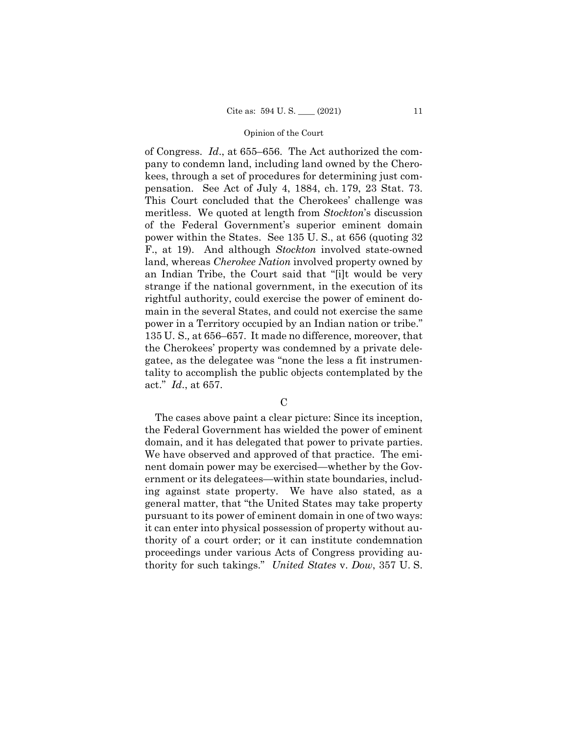of Congress. *Id*., at 655–656. The Act authorized the company to condemn land, including land owned by the Cherokees, through a set of procedures for determining just compensation. See Act of July 4, 1884, ch. 179, 23 Stat. 73. This Court concluded that the Cherokees' challenge was meritless. We quoted at length from *Stockton*'s discussion of the Federal Government's superior eminent domain power within the States. See 135 U. S., at 656 (quoting 32 F., at 19). And although *Stockton* involved state-owned land, whereas *Cherokee Nation* involved property owned by an Indian Tribe, the Court said that "[i]t would be very strange if the national government, in the execution of its rightful authority, could exercise the power of eminent domain in the several States, and could not exercise the same power in a Territory occupied by an Indian nation or tribe." 135 U. S., at 656–657. It made no difference, moreover, that the Cherokees' property was condemned by a private delegatee, as the delegatee was "none the less a fit instrumentality to accomplish the public objects contemplated by the act." *Id*., at 657.

C

The cases above paint a clear picture: Since its inception, the Federal Government has wielded the power of eminent domain, and it has delegated that power to private parties. We have observed and approved of that practice. The eminent domain power may be exercised—whether by the Government or its delegatees—within state boundaries, including against state property. We have also stated, as a general matter, that "the United States may take property pursuant to its power of eminent domain in one of two ways: it can enter into physical possession of property without authority of a court order; or it can institute condemnation proceedings under various Acts of Congress providing authority for such takings." *United States* v. *Dow*, 357 U. S.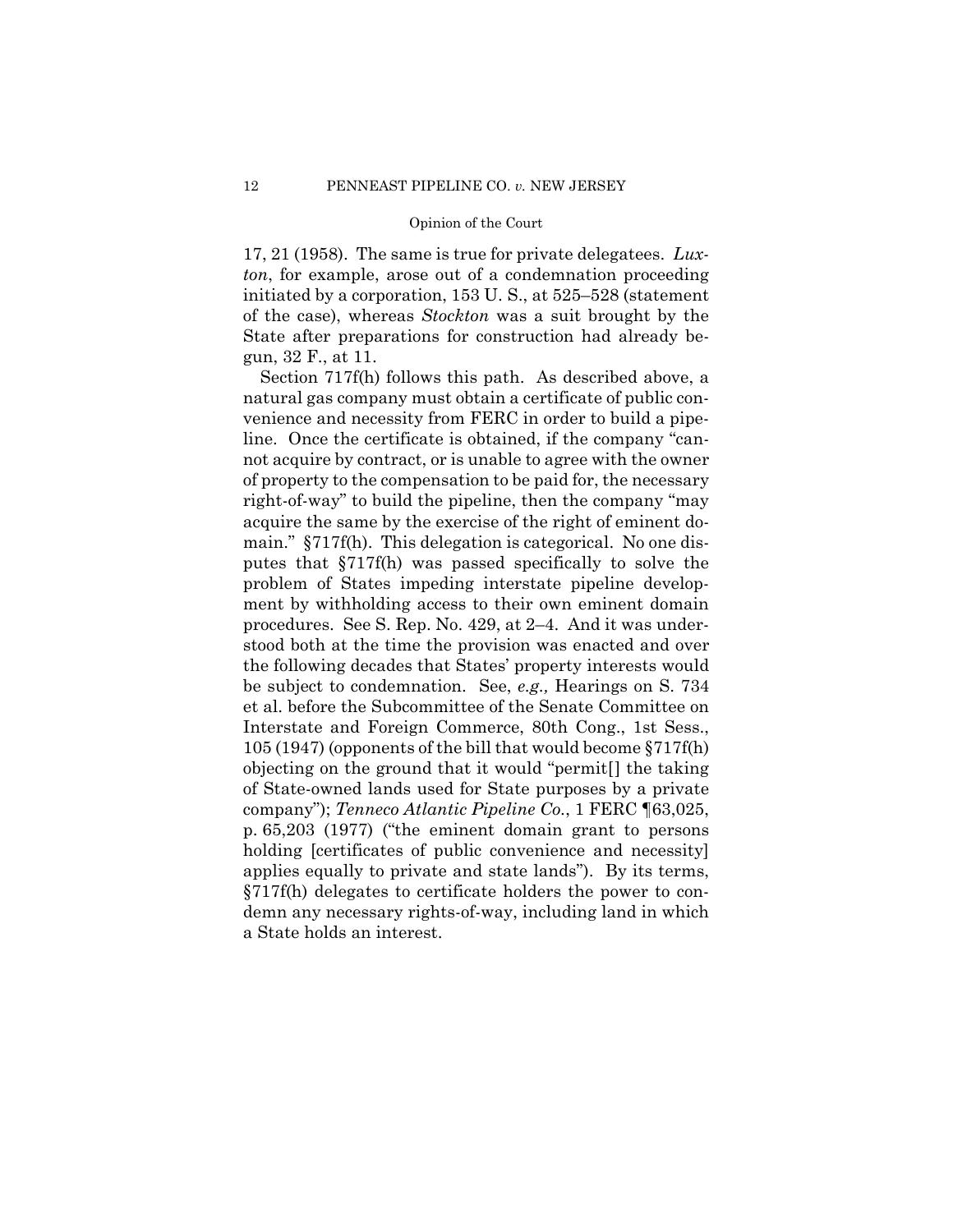17, 21 (1958). The same is true for private delegatees. *Luxton*, for example, arose out of a condemnation proceeding initiated by a corporation, 153 U. S., at 525–528 (statement of the case), whereas *Stockton* was a suit brought by the State after preparations for construction had already begun, 32 F., at 11.

Section 717f(h) follows this path. As described above, a natural gas company must obtain a certificate of public convenience and necessity from FERC in order to build a pipeline. Once the certificate is obtained, if the company "cannot acquire by contract, or is unable to agree with the owner of property to the compensation to be paid for, the necessary right-of-way" to build the pipeline, then the company "may acquire the same by the exercise of the right of eminent domain." §717f(h). This delegation is categorical. No one disputes that §717f(h) was passed specifically to solve the problem of States impeding interstate pipeline development by withholding access to their own eminent domain procedures. See S. Rep. No. 429, at 2–4. And it was understood both at the time the provision was enacted and over the following decades that States' property interests would be subject to condemnation. See, *e.g.,* Hearings on S. 734 et al. before the Subcommittee of the Senate Committee on Interstate and Foreign Commerce, 80th Cong., 1st Sess., 105 (1947) (opponents of the bill that would become §717f(h) objecting on the ground that it would "permit[] the taking of State-owned lands used for State purposes by a private company"); *Tenneco Atlantic Pipeline Co.*, 1 FERC ¶63,025, p. 65,203 (1977) ("the eminent domain grant to persons holding [certificates of public convenience and necessity] applies equally to private and state lands"). By its terms, §717f(h) delegates to certificate holders the power to condemn any necessary rights-of-way, including land in which a State holds an interest.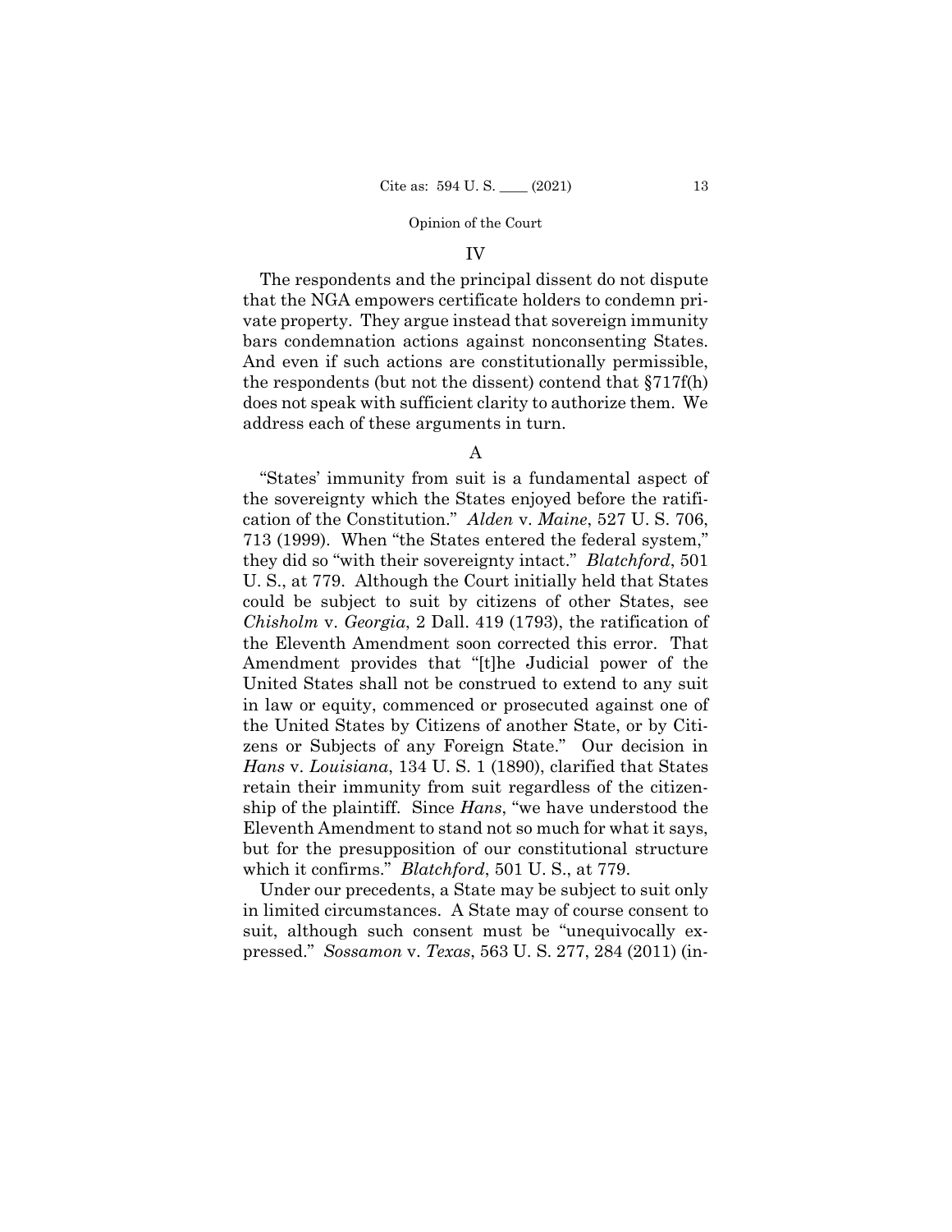## IV

The respondents and the principal dissent do not dispute that the NGA empowers certificate holders to condemn private property. They argue instead that sovereign immunity bars condemnation actions against nonconsenting States. And even if such actions are constitutionally permissible, the respondents (but not the dissent) contend that §717f(h) does not speak with sufficient clarity to authorize them. We address each of these arguments in turn.

### A

"States' immunity from suit is a fundamental aspect of the sovereignty which the States enjoyed before the ratification of the Constitution." *Alden* v. *Maine*, 527 U. S. 706, 713 (1999). When "the States entered the federal system," they did so "with their sovereignty intact." *Blatchford*, 501 U. S., at 779. Although the Court initially held that States could be subject to suit by citizens of other States, see *Chisholm* v. *Georgia*, 2 Dall. 419 (1793), the ratification of the Eleventh Amendment soon corrected this error. That Amendment provides that "[t]he Judicial power of the United States shall not be construed to extend to any suit in law or equity, commenced or prosecuted against one of the United States by Citizens of another State, or by Citizens or Subjects of any Foreign State." Our decision in *Hans* v. *Louisiana*, 134 U. S. 1 (1890), clarified that States retain their immunity from suit regardless of the citizenship of the plaintiff. Since *Hans*, "we have understood the Eleventh Amendment to stand not so much for what it says, but for the presupposition of our constitutional structure which it confirms." *Blatchford*, 501 U. S., at 779.

Under our precedents, a State may be subject to suit only in limited circumstances. A State may of course consent to suit, although such consent must be "unequivocally expressed." *Sossamon* v. *Texas*, 563 U. S. 277, 284 (2011) (in-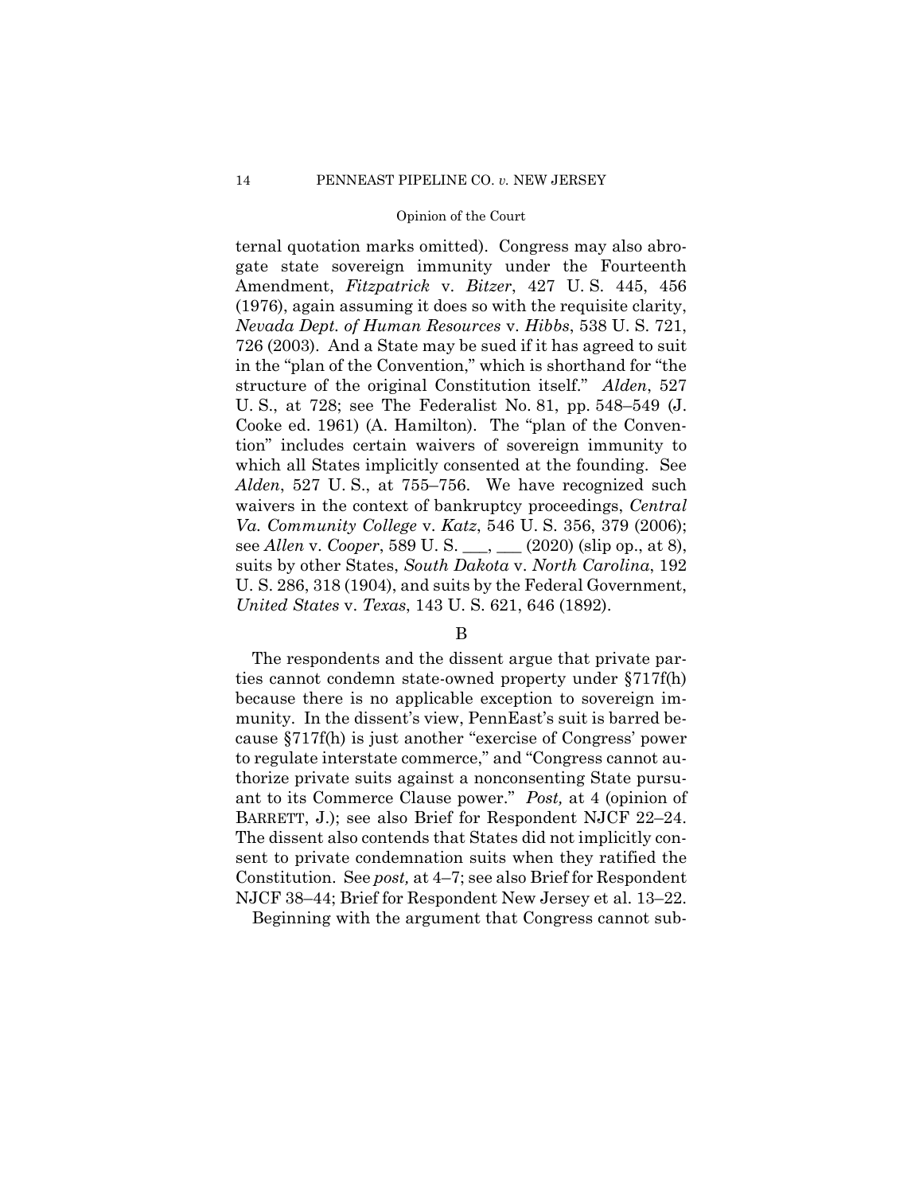ternal quotation marks omitted). Congress may also abrogate state sovereign immunity under the Fourteenth Amendment, *Fitzpatrick* v. *Bitzer*, 427 U. S. 445, 456 (1976), again assuming it does so with the requisite clarity, *Nevada Dept. of Human Resources* v. *Hibbs*, 538 U. S. 721, 726 (2003). And a State may be sued if it has agreed to suit in the "plan of the Convention," which is shorthand for "the structure of the original Constitution itself." *Alden*, 527 U. S., at 728; see The Federalist No. 81, pp. 548–549 (J. Cooke ed. 1961) (A. Hamilton). The "plan of the Convention" includes certain waivers of sovereign immunity to which all States implicitly consented at the founding. See *Alden*, 527 U. S., at 755–756. We have recognized such waivers in the context of bankruptcy proceedings, *Central Va. Community College* v. *Katz*, 546 U. S. 356, 379 (2006); see *Allen* v. *Cooper*, 589 U. S. ___, ___ (2020) (slip op., at 8), suits by other States, *South Dakota* v. *North Carolina*, 192 U. S. 286, 318 (1904), and suits by the Federal Government, *United States* v. *Texas*, 143 U. S. 621, 646 (1892).

B

The respondents and the dissent argue that private parties cannot condemn state-owned property under §717f(h) because there is no applicable exception to sovereign immunity. In the dissent's view, PennEast's suit is barred because §717f(h) is just another "exercise of Congress' power to regulate interstate commerce," and "Congress cannot authorize private suits against a nonconsenting State pursuant to its Commerce Clause power." *Post,* at 4 (opinion of BARRETT, J.); see also Brief for Respondent NJCF 22–24. The dissent also contends that States did not implicitly consent to private condemnation suits when they ratified the Constitution. See *post,* at 4–7; see also Brief for Respondent NJCF 38–44; Brief for Respondent New Jersey et al. 13–22.

Beginning with the argument that Congress cannot sub-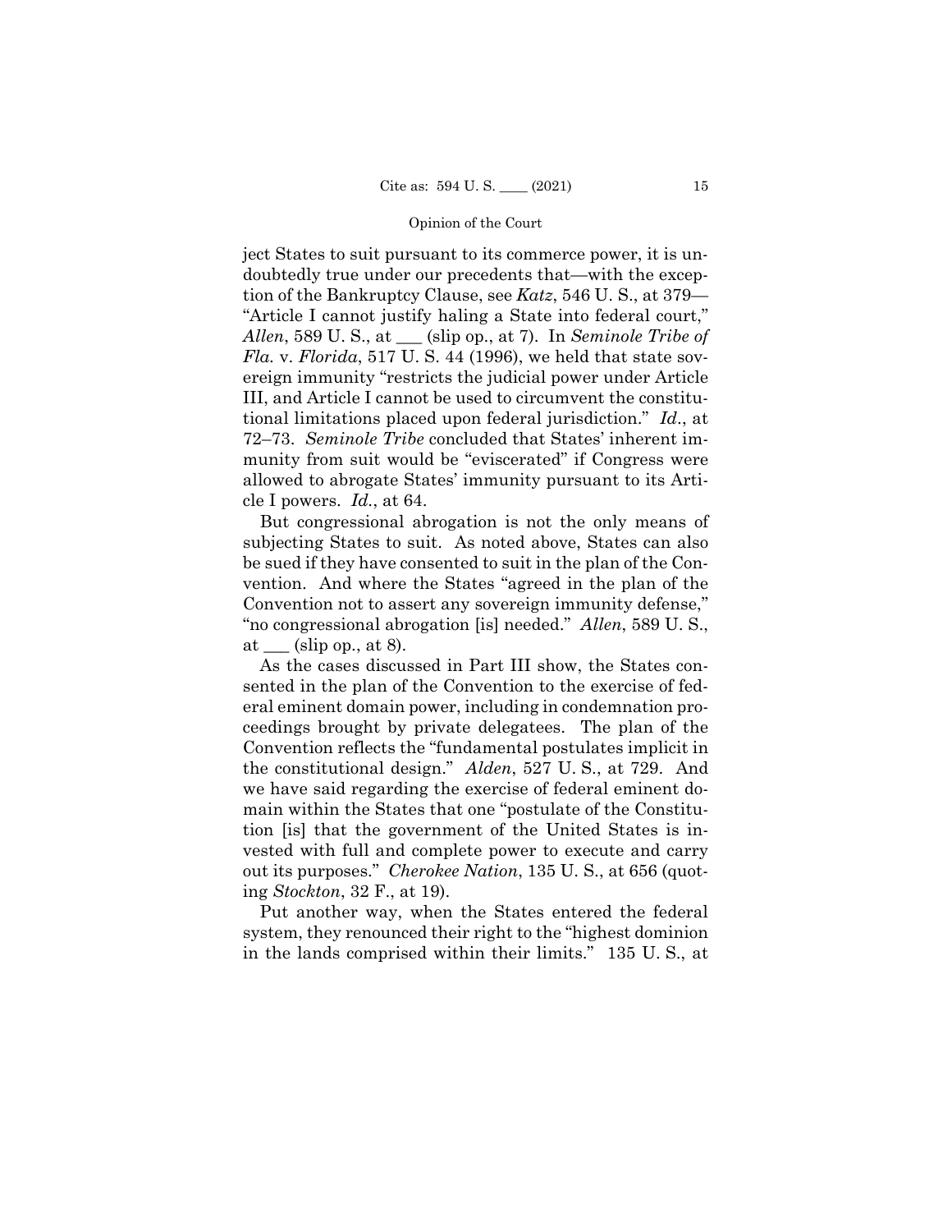ject States to suit pursuant to its commerce power, it is undoubtedly true under our precedents that—with the exception of the Bankruptcy Clause, see *Katz*, 546 U. S., at 379—"Article I cannot justify haling a State into federal court," *Allen*, 589 U. S., at ___ (slip op., at 7). In *Seminole Tribe of Fla.* v. *Florida*, 517 U. S. 44 (1996), we held that state sovereign immunity "restricts the judicial power under Article III, and Article I cannot be used to circumvent the constitutional limitations placed upon federal jurisdiction." *Id*., at 72–73. *Seminole Tribe* concluded that States' inherent immunity from suit would be "eviscerated" if Congress were allowed to abrogate States' immunity pursuant to its Article I powers. *Id.*, at 64.

But congressional abrogation is not the only means of subjecting States to suit. As noted above, States can also be sued if they have consented to suit in the plan of the Convention. And where the States "agreed in the plan of the Convention not to assert any sovereign immunity defense," "no congressional abrogation [is] needed." *Allen*, 589 U. S., at ___ (slip op., at 8).

As the cases discussed in Part III show, the States consented in the plan of the Convention to the exercise of federal eminent domain power, including in condemnation proceedings brought by private delegatees. The plan of the Convention reflects the "fundamental postulates implicit in the constitutional design." *Alden*, 527 U. S., at 729. And we have said regarding the exercise of federal eminent domain within the States that one "postulate of the Constitution [is] that the government of the United States is invested with full and complete power to execute and carry out its purposes." *Cherokee Nation*, 135 U. S., at 656 (quoting *Stockton*, 32 F., at 19).

Put another way, when the States entered the federal system, they renounced their right to the "highest dominion in the lands comprised within their limits." 135 U. S., at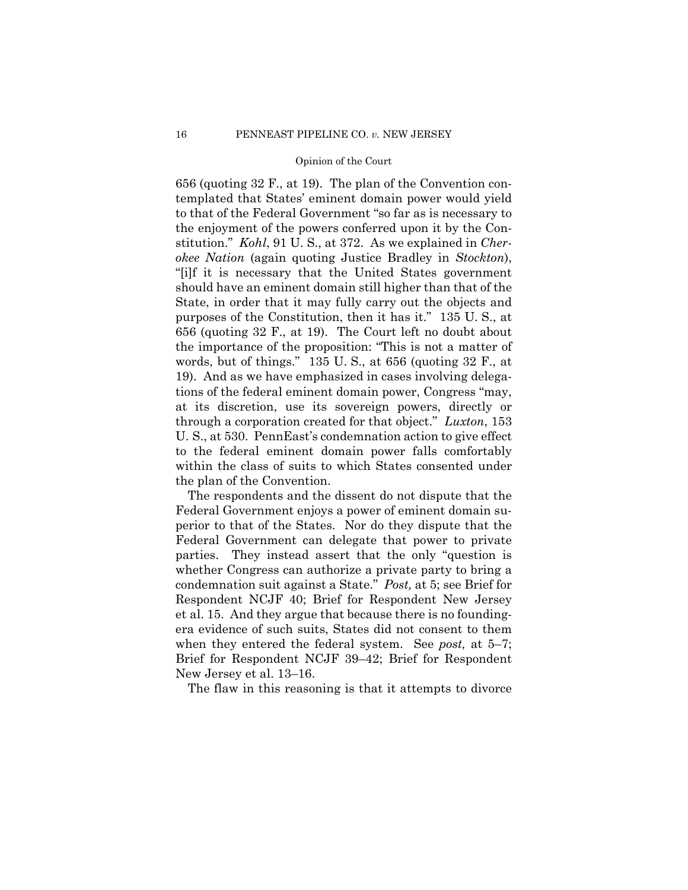656 (quoting 32 F., at 19). The plan of the Convention contemplated that States' eminent domain power would yield to that of the Federal Government "so far as is necessary to the enjoyment of the powers conferred upon it by the Constitution." *Kohl*, 91 U. S., at 372. As we explained in *Cherokee Nation* (again quoting Justice Bradley in *Stockton*), "[i]f it is necessary that the United States government should have an eminent domain still higher than that of the State, in order that it may fully carry out the objects and purposes of the Constitution, then it has it." 135 U. S., at 656 (quoting 32 F., at 19). The Court left no doubt about the importance of the proposition: "This is not a matter of words, but of things." 135 U. S., at 656 (quoting 32 F., at 19). And as we have emphasized in cases involving delegations of the federal eminent domain power, Congress "may, at its discretion, use its sovereign powers, directly or through a corporation created for that object." *Luxton*, 153 U. S., at 530. PennEast's condemnation action to give effect to the federal eminent domain power falls comfortably within the class of suits to which States consented under the plan of the Convention.

The respondents and the dissent do not dispute that the Federal Government enjoys a power of eminent domain superior to that of the States. Nor do they dispute that the Federal Government can delegate that power to private parties. They instead assert that the only "question is whether Congress can authorize a private party to bring a condemnation suit against a State." *Post,* at 5; see Brief for Respondent NCJF 40; Brief for Respondent New Jersey et al. 15. And they argue that because there is no founding-era evidence of such suits, States did not consent to them when they entered the federal system. See *post,* at 5–7; Brief for Respondent NCJF 39–42; Brief for Respondent New Jersey et al. 13–16.

The flaw in this reasoning is that it attempts to divorce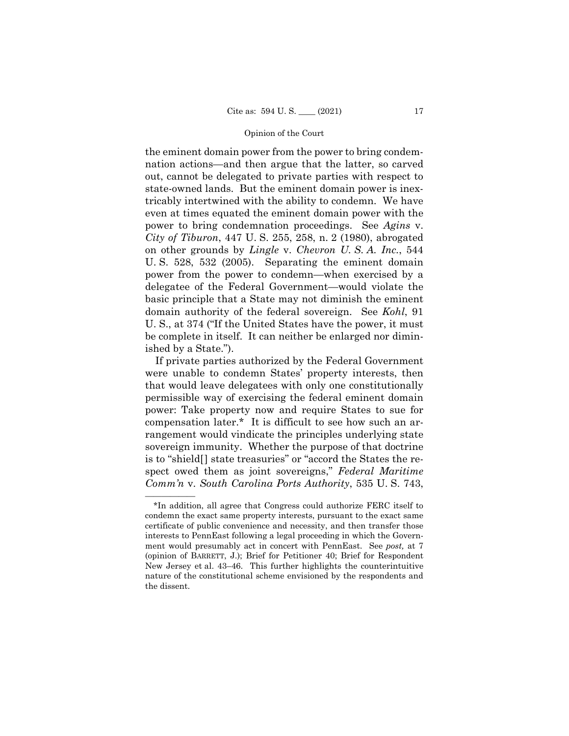the eminent domain power from the power to bring condemnation actions—and then argue that the latter, so carved out, cannot be delegated to private parties with respect to state-owned lands. But the eminent domain power is inextricably intertwined with the ability to condemn. We have even at times equated the eminent domain power with the power to bring condemnation proceedings. See *Agins* v. *City of Tiburon*, 447 U. S. 255, 258, n. 2 (1980), abrogated on other grounds by *Lingle* v. *Chevron U. S. A. Inc.*, 544 U. S. 528, 532 (2005). Separating the eminent domain power from the power to condemn—when exercised by a delegatee of the Federal Government—would violate the basic principle that a State may not diminish the eminent domain authority of the federal sovereign. See *Kohl*, 91 U. S., at 374 ("If the United States have the power, it must be complete in itself. It can neither be enlarged nor diminished by a State.").

If private parties authorized by the Federal Government were unable to condemn States' property interests, then that would leave delegatees with only one constitutionally permissible way of exercising the federal eminent domain power: Take property now and require States to sue for compensation later.* It is difficult to see how such an arrangement would vindicate the principles underlying state sovereign immunity. Whether the purpose of that doctrine is to "shield[] state treasuries" or "accord the States the respect owed them as joint sovereigns," *Federal Maritime Comm'n* v. *South Carolina Ports Authority*, 535 U. S. 743,

---

*In addition, all agree that Congress could authorize FERC itself to condemn the exact same property interests, pursuant to the exact same certificate of public convenience and necessity, and then transfer those interests to PennEast following a legal proceeding in which the Government would presumably act in concert with PennEast. See *post,* at 7 (opinion of BARRETT, J.); Brief for Petitioner 40; Brief for Respondent New Jersey et al. 43–46. This further highlights the counterintuitive nature of the constitutional scheme envisioned by the respondents and the dissent.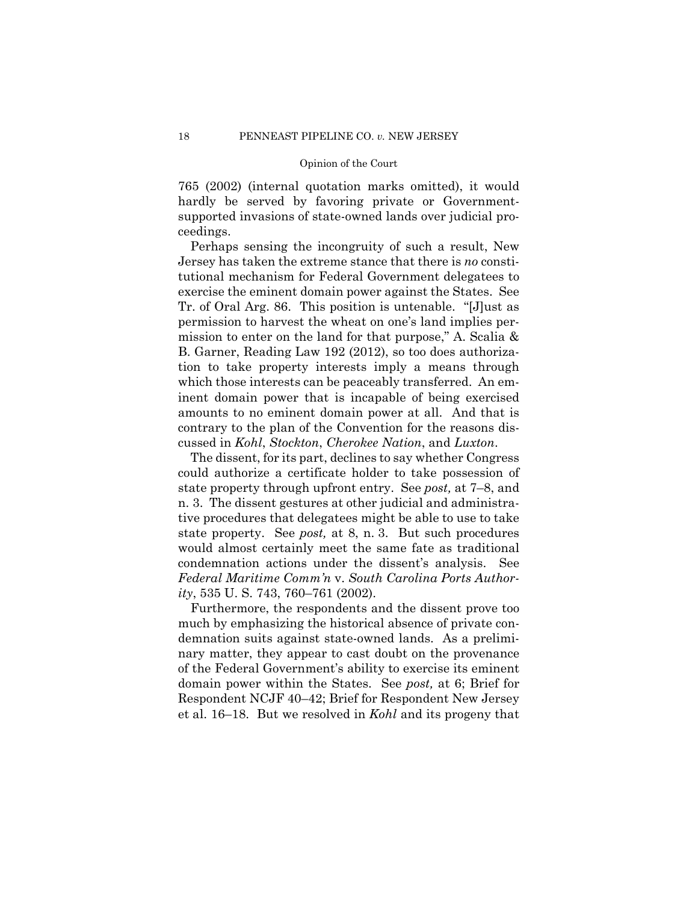765 (2002) (internal quotation marks omitted), it would hardly be served by favoring private or Government-supported invasions of state-owned lands over judicial proceedings.

Perhaps sensing the incongruity of such a result, New Jersey has taken the extreme stance that there is *no* constitutional mechanism for Federal Government delegatees to exercise the eminent domain power against the States. See Tr. of Oral Arg. 86. This position is untenable. "[J]ust as permission to harvest the wheat on one's land implies permission to enter on the land for that purpose," A. Scalia & B. Garner, Reading Law 192 (2012), so too does authorization to take property interests imply a means through which those interests can be peaceably transferred. An eminent domain power that is incapable of being exercised amounts to no eminent domain power at all. And that is contrary to the plan of the Convention for the reasons discussed in *Kohl*, *Stockton*, *Cherokee Nation*, and *Luxton*.

The dissent, for its part, declines to say whether Congress could authorize a certificate holder to take possession of state property through upfront entry. See *post,* at 7–8, and n. 3. The dissent gestures at other judicial and administrative procedures that delegatees might be able to use to take state property. See *post,* at 8, n. 3. But such procedures would almost certainly meet the same fate as traditional condemnation actions under the dissent's analysis. See *Federal Maritime Comm'n* v. *South Carolina Ports Authority*, 535 U. S. 743, 760–761 (2002).

Furthermore, the respondents and the dissent prove too much by emphasizing the historical absence of private condemnation suits against state-owned lands. As a preliminary matter, they appear to cast doubt on the provenance of the Federal Government's ability to exercise its eminent domain power within the States. See *post,* at 6; Brief for Respondent NCJF 40–42; Brief for Respondent New Jersey et al. 16–18. But we resolved in *Kohl* and its progeny that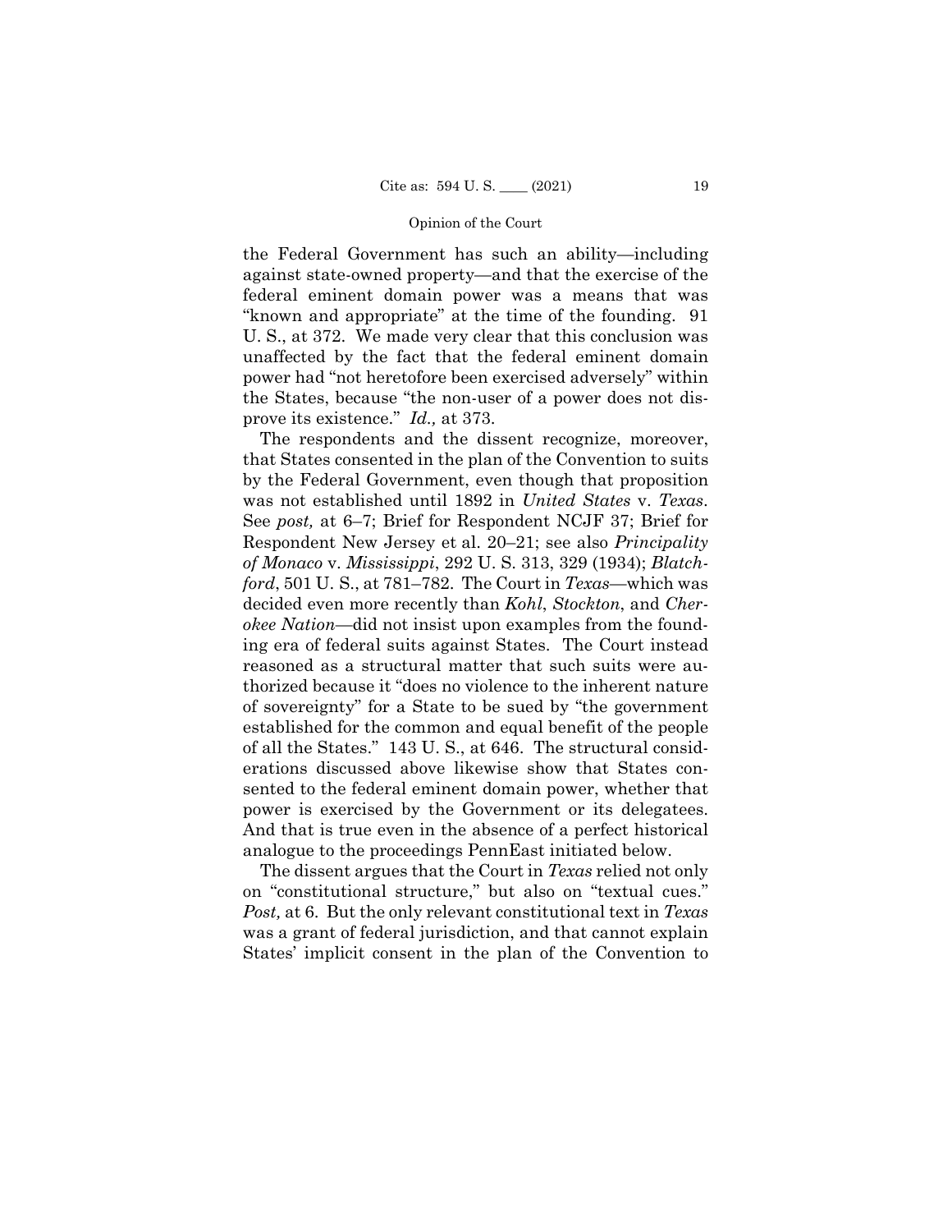the Federal Government has such an ability—including against state-owned property—and that the exercise of the federal eminent domain power was a means that was "known and appropriate" at the time of the founding. 91 U. S., at 372. We made very clear that this conclusion was unaffected by the fact that the federal eminent domain power had "not heretofore been exercised adversely" within the States, because "the non-user of a power does not disprove its existence." *Id.,* at 373.

The respondents and the dissent recognize, moreover, that States consented in the plan of the Convention to suits by the Federal Government, even though that proposition was not established until 1892 in *United States* v. *Texas*. See *post,* at 6–7; Brief for Respondent NCJF 37; Brief for Respondent New Jersey et al. 20–21; see also *Principality of Monaco* v. *Mississippi*, 292 U. S. 313, 329 (1934); *Blatchford*, 501 U. S., at 781–782. The Court in *Texas*—which was decided even more recently than *Kohl*, *Stockton*, and *Cherokee Nation*—did not insist upon examples from the founding era of federal suits against States. The Court instead reasoned as a structural matter that such suits were authorized because it "does no violence to the inherent nature of sovereignty" for a State to be sued by "the government established for the common and equal benefit of the people of all the States." 143 U. S., at 646. The structural considerations discussed above likewise show that States consented to the federal eminent domain power, whether that power is exercised by the Government or its delegatees. And that is true even in the absence of a perfect historical analogue to the proceedings PennEast initiated below.

The dissent argues that the Court in *Texas* relied not only on "constitutional structure," but also on "textual cues." *Post,* at 6. But the only relevant constitutional text in *Texas* was a grant of federal jurisdiction, and that cannot explain States' implicit consent in the plan of the Convention to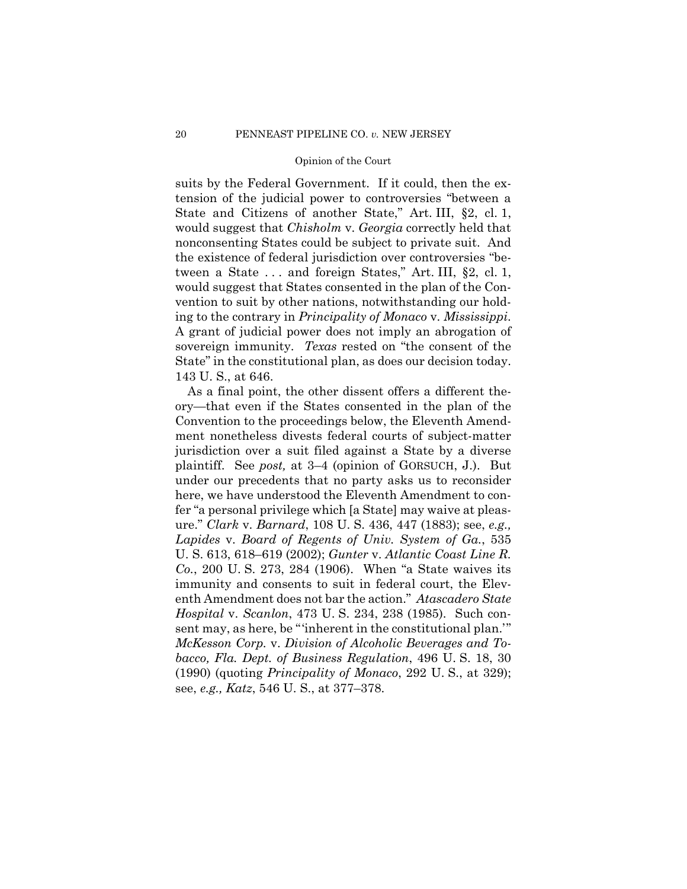suits by the Federal Government. If it could, then the extension of the judicial power to controversies "between a State and Citizens of another State," Art. III, §2, cl. 1, would suggest that *Chisholm* v. *Georgia* correctly held that nonconsenting States could be subject to private suit. And the existence of federal jurisdiction over controversies "between a State . . . and foreign States," Art. III, §2, cl. 1, would suggest that States consented in the plan of the Convention to suit by other nations, notwithstanding our holding to the contrary in *Principality of Monaco* v. *Mississippi*. A grant of judicial power does not imply an abrogation of sovereign immunity. *Texas* rested on "the consent of the State" in the constitutional plan, as does our decision today. 143 U. S., at 646.

As a final point, the other dissent offers a different theory—that even if the States consented in the plan of the Convention to the proceedings below, the Eleventh Amendment nonetheless divests federal courts of subject-matter jurisdiction over a suit filed against a State by a diverse plaintiff. See *post,* at 3–4 (opinion of GORSUCH, J.). But under our precedents that no party asks us to reconsider here, we have understood the Eleventh Amendment to confer "a personal privilege which [a State] may waive at pleasure." *Clark* v. *Barnard*, 108 U. S. 436, 447 (1883); see, *e.g., Lapides* v. *Board of Regents of Univ. System of Ga.*, 535 U. S. 613, 618–619 (2002); *Gunter* v. *Atlantic Coast Line R. Co.*, 200 U. S. 273, 284 (1906). When "a State waives its immunity and consents to suit in federal court, the Eleventh Amendment does not bar the action." *Atascadero State Hospital* v. *Scanlon*, 473 U. S. 234, 238 (1985). Such consent may, as here, be "'inherent in the constitutional plan.'" *McKesson Corp.* v. *Division of Alcoholic Beverages and Tobacco, Fla. Dept. of Business Regulation*, 496 U. S. 18, 30 (1990) (quoting *Principality of Monaco*, 292 U. S., at 329); see, *e.g., Katz*, 546 U. S., at 377–378.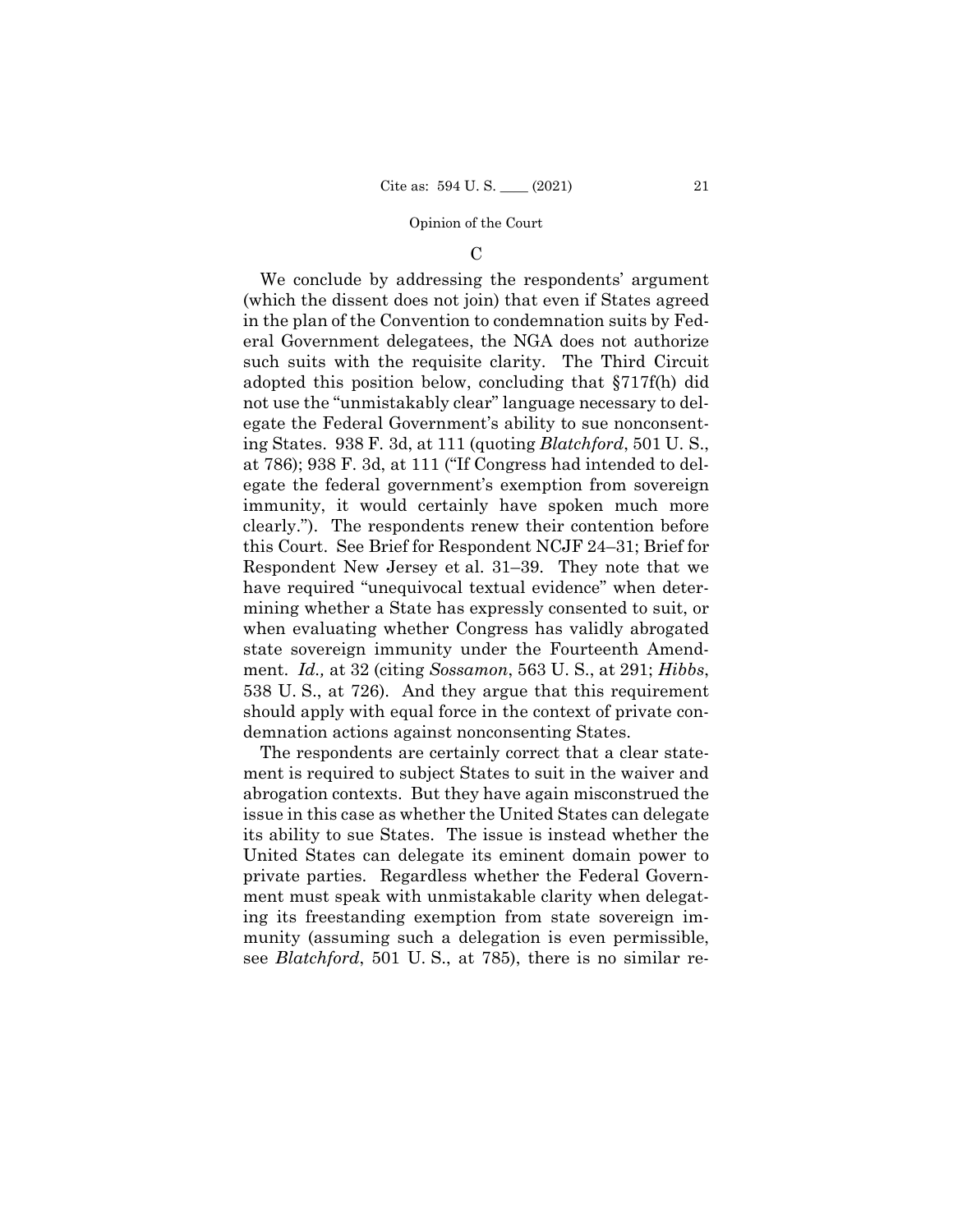### C

We conclude by addressing the respondents' argument (which the dissent does not join) that even if States agreed in the plan of the Convention to condemnation suits by Federal Government delegatees, the NGA does not authorize such suits with the requisite clarity. The Third Circuit adopted this position below, concluding that §717f(h) did not use the "unmistakably clear" language necessary to delegate the Federal Government's ability to sue nonconsenting States. 938 F. 3d, at 111 (quoting *Blatchford*, 501 U. S., at 786); 938 F. 3d, at 111 ("If Congress had intended to delegate the federal government's exemption from sovereign immunity, it would certainly have spoken much more clearly."). The respondents renew their contention before this Court. See Brief for Respondent NCJF 24–31; Brief for Respondent New Jersey et al. 31–39. They note that we have required "unequivocal textual evidence" when determining whether a State has expressly consented to suit, or when evaluating whether Congress has validly abrogated state sovereign immunity under the Fourteenth Amendment. *Id.,* at 32 (citing *Sossamon*, 563 U. S., at 291; *Hibbs*, 538 U. S., at 726). And they argue that this requirement should apply with equal force in the context of private condemnation actions against nonconsenting States.

The respondents are certainly correct that a clear statement is required to subject States to suit in the waiver and abrogation contexts. But they have again misconstrued the issue in this case as whether the United States can delegate its ability to sue States. The issue is instead whether the United States can delegate its eminent domain power to private parties. Regardless whether the Federal Government must speak with unmistakable clarity when delegating its freestanding exemption from state sovereign immunity (assuming such a delegation is even permissible, see *Blatchford*, 501 U. S., at 785), there is no similar re-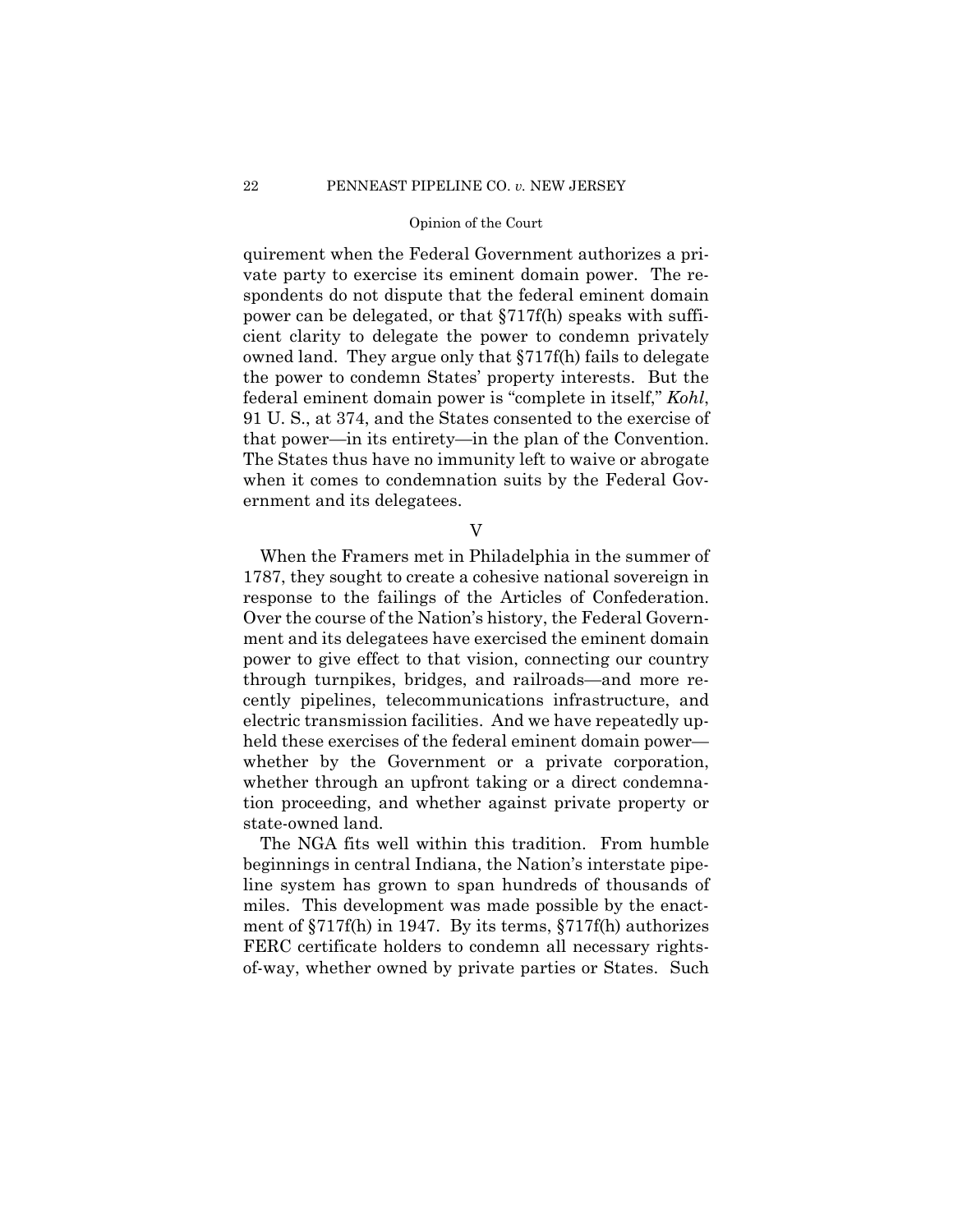quirement when the Federal Government authorizes a private party to exercise its eminent domain power. The respondents do not dispute that the federal eminent domain power can be delegated, or that §717f(h) speaks with sufficient clarity to delegate the power to condemn privately owned land. They argue only that §717f(h) fails to delegate the power to condemn States' property interests. But the federal eminent domain power is "complete in itself," *Kohl*, 91 U. S., at 374, and the States consented to the exercise of that power—in its entirety—in the plan of the Convention. The States thus have no immunity left to waive or abrogate when it comes to condemnation suits by the Federal Government and its delegatees.

## V

When the Framers met in Philadelphia in the summer of 1787, they sought to create a cohesive national sovereign in response to the failings of the Articles of Confederation. Over the course of the Nation's history, the Federal Government and its delegatees have exercised the eminent domain power to give effect to that vision, connecting our country through turnpikes, bridges, and railroads—and more recently pipelines, telecommunications infrastructure, and electric transmission facilities. And we have repeatedly upheld these exercises of the federal eminent domain power—whether by the Government or a private corporation, whether through an upfront taking or a direct condemnation proceeding, and whether against private property or state-owned land.

The NGA fits well within this tradition. From humble beginnings in central Indiana, the Nation's interstate pipeline system has grown to span hundreds of thousands of miles. This development was made possible by the enactment of §717f(h) in 1947. By its terms, §717f(h) authorizes FERC certificate holders to condemn all necessary rights-of-way, whether owned by private parties or States. Such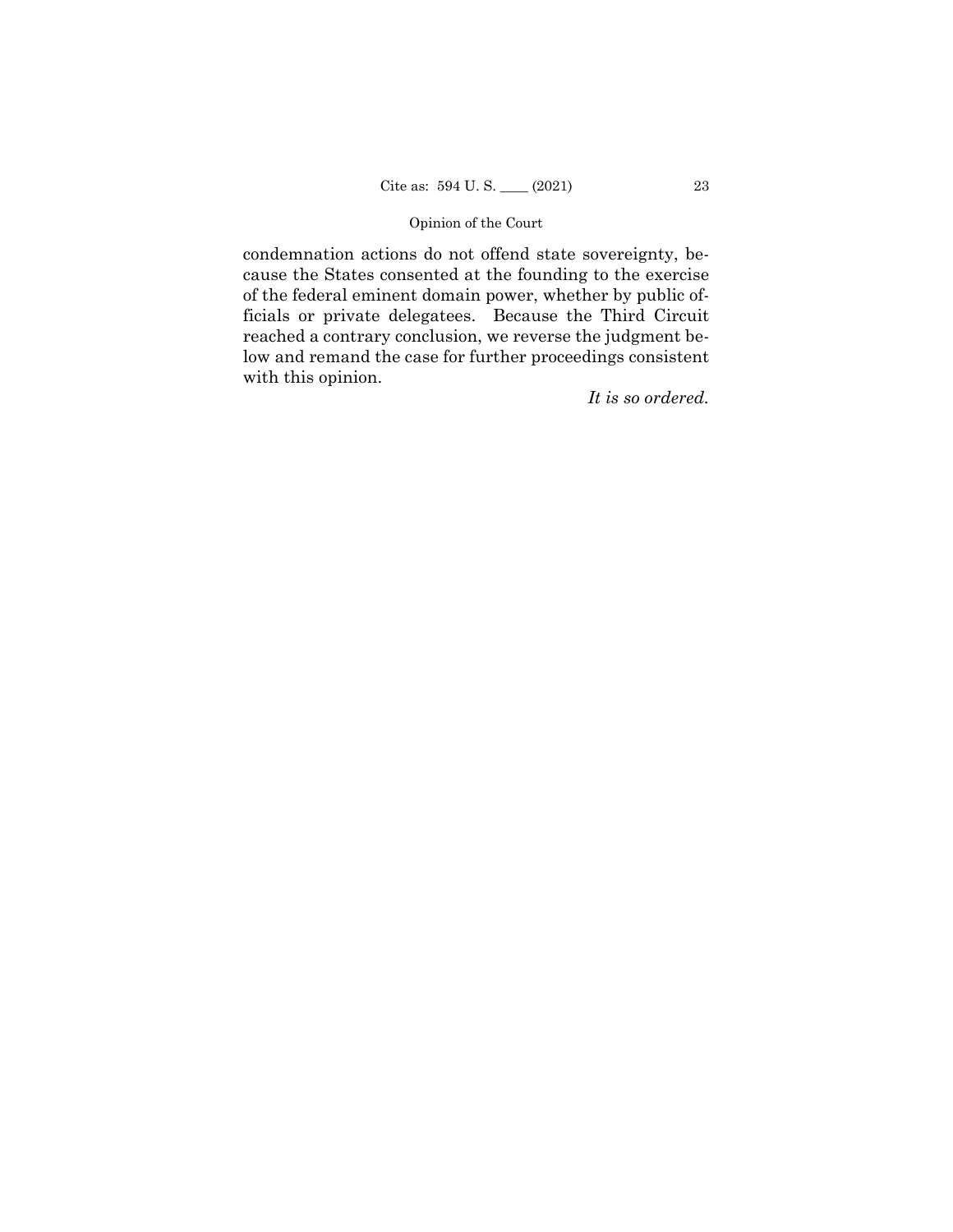condemnation actions do not offend state sovereignty, because the States consented at the founding to the exercise of the federal eminent domain power, whether by public officials or private delegatees. Because the Third Circuit reached a contrary conclusion, we reverse the judgment below and remand the case for further proceedings consistent with this opinion.

*It is so ordered.*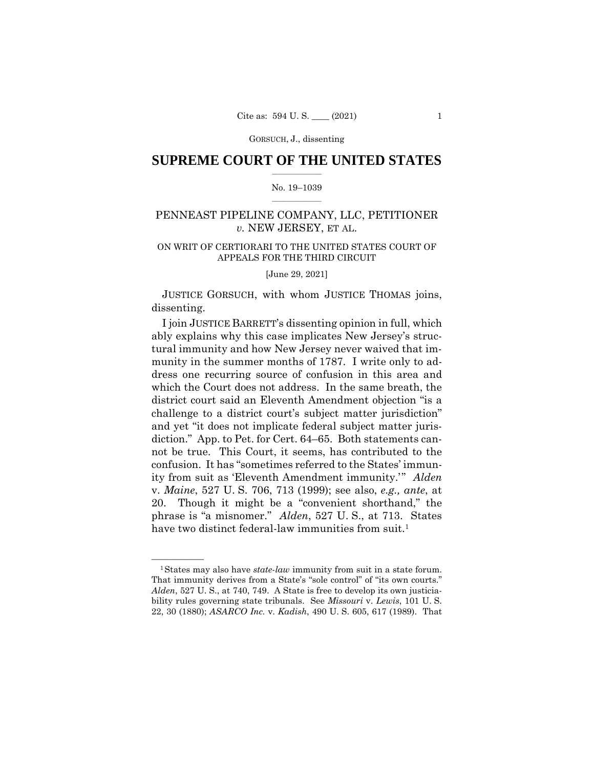GORSUCH, J., dissenting

# SUPREME COURT OF THE UNITED STATES

No. 19–1039

## PENNEAST PIPELINE COMPANY, LLC, PETITIONER *v.* NEW JERSEY, ET AL.

ON WRIT OF CERTIORARI TO THE UNITED STATES COURT OF APPEALS FOR THE THIRD CIRCUIT

[June 29, 2021]

JUSTICE GORSUCH, with whom JUSTICE THOMAS joins, dissenting.

I join JUSTICE BARRETT's dissenting opinion in full, which ably explains why this case implicates New Jersey's structural immunity and how New Jersey never waived that immunity in the summer months of 1787. I write only to address one recurring source of confusion in this area and which the Court does not address. In the same breath, the district court said an Eleventh Amendment objection "is a challenge to a district court's subject matter jurisdiction" and yet "it does not implicate federal subject matter jurisdiction." App. to Pet. for Cert. 64–65. Both statements cannot be true. This Court, it seems, has contributed to the confusion. It has "sometimes referred to the States' immunity from suit as 'Eleventh Amendment immunity.'" *Alden* v. *Maine*, 527 U. S. 706, 713 (1999); see also, *e.g., ante*, at 20. Though it might be a "convenient shorthand," the phrase is "a misnomer." *Alden*, 527 U. S., at 713. States have two distinct federal-law immunities from suit.[1]

---

[1] States may also have *state-law* immunity from suit in a state forum. That immunity derives from a State's "sole control" of "its own courts." *Alden*, 527 U. S., at 740, 749. A State is free to develop its own justiciability rules governing state tribunals. See *Missouri* v. *Lewis*, 101 U. S. 22, 30 (1880); *ASARCO Inc.* v. *Kadish*, 490 U. S. 605, 617 (1989). That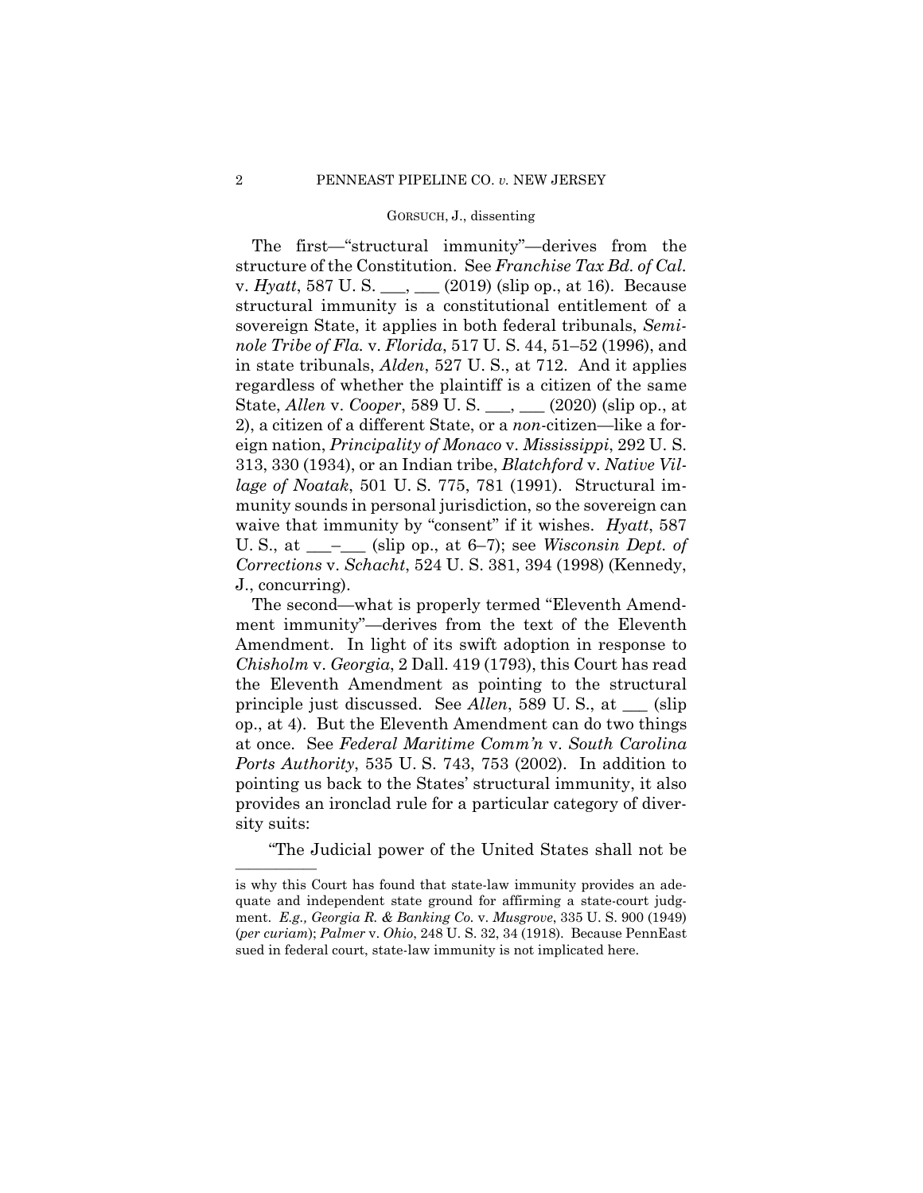The first—"structural immunity"—derives from the structure of the Constitution. See *Franchise Tax Bd. of Cal.* v. *Hyatt*, 587 U. S. ___, ___ (2019) (slip op., at 16). Because structural immunity is a constitutional entitlement of a sovereign State, it applies in both federal tribunals, *Seminole Tribe of Fla.* v. *Florida*, 517 U. S. 44, 51–52 (1996), and in state tribunals, *Alden*, 527 U. S., at 712. And it applies regardless of whether the plaintiff is a citizen of the same State, *Allen* v. *Cooper*, 589 U. S. ___, ___ (2020) (slip op., at 2), a citizen of a different State, or a *non*-citizen—like a foreign nation, *Principality of Monaco* v. *Mississippi*, 292 U. S. 313, 330 (1934), or an Indian tribe, *Blatchford* v. *Native Village of Noatak*, 501 U. S. 775, 781 (1991). Structural immunity sounds in personal jurisdiction, so the sovereign can waive that immunity by "consent" if it wishes. *Hyatt*, 587 U. S., at ___–___ (slip op., at 6–7); see *Wisconsin Dept. of Corrections* v. *Schacht*, 524 U. S. 381, 394 (1998) (Kennedy, J., concurring).

The second—what is properly termed "Eleventh Amendment immunity"—derives from the text of the Eleventh Amendment. In light of its swift adoption in response to *Chisholm* v. *Georgia*, 2 Dall. 419 (1793), this Court has read the Eleventh Amendment as pointing to the structural principle just discussed. See *Allen*, 589 U. S., at ___ (slip op., at 4). But the Eleventh Amendment can do two things at once. See *Federal Maritime Comm'n* v. *South Carolina Ports Authority*, 535 U. S. 743, 753 (2002). In addition to pointing us back to the States' structural immunity, it also provides an ironclad rule for a particular category of diversity suits:

"The Judicial power of the United States shall not be

---

is why this Court has found that state-law immunity provides an adequate and independent state ground for affirming a state-court judgment. *E.g., Georgia R. & Banking Co.* v. *Musgrove*, 335 U. S. 900 (1949) (*per curiam*); *Palmer* v. *Ohio*, 248 U. S. 32, 34 (1918). Because PennEast sued in federal court, state-law immunity is not implicated here.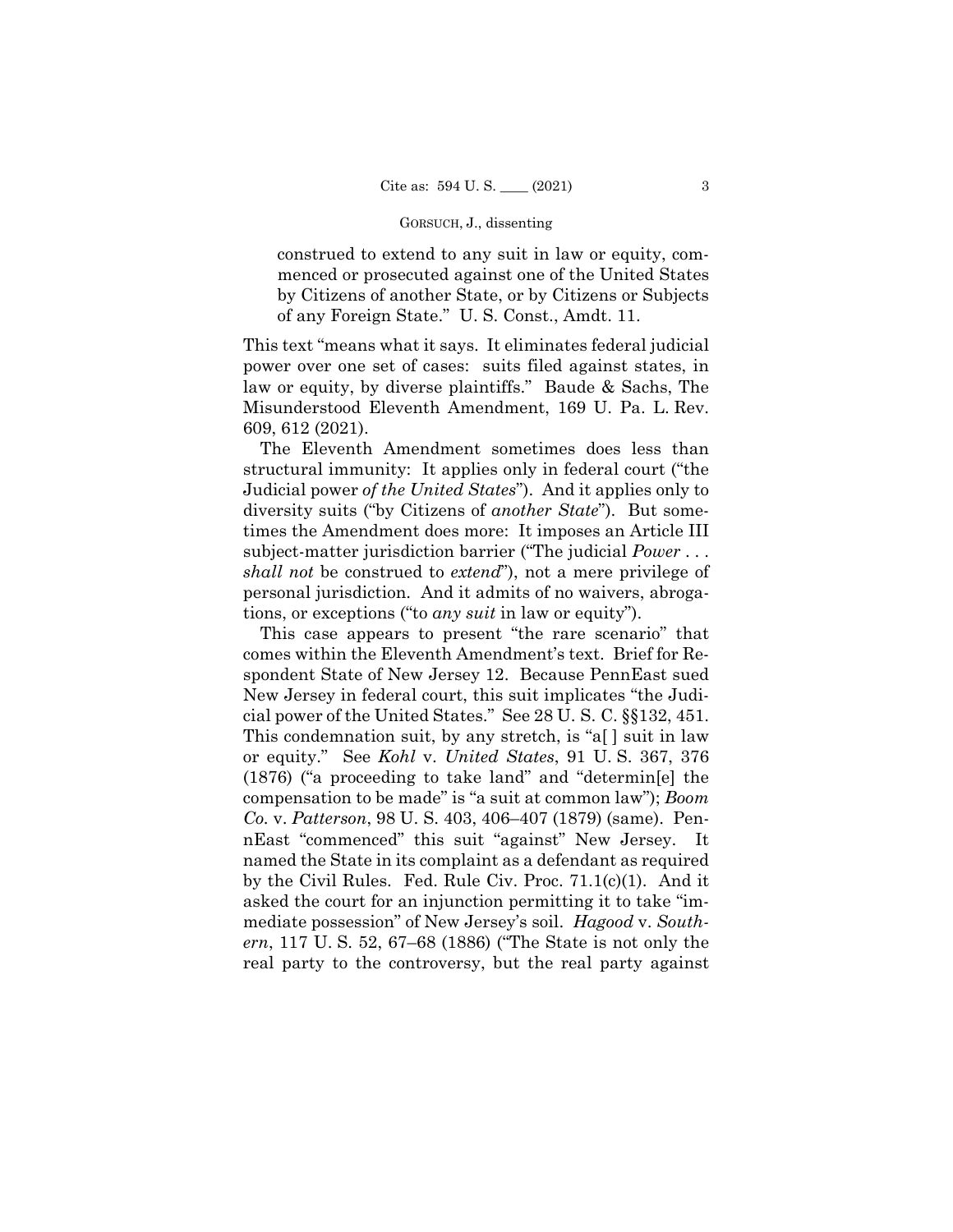construed to extend to any suit in law or equity, commenced or prosecuted against one of the United States by Citizens of another State, or by Citizens or Subjects of any Foreign State." U. S. Const., Amdt. 11.

This text "means what it says. It eliminates federal judicial power over one set of cases: suits filed against states, in law or equity, by diverse plaintiffs." Baude & Sachs, The Misunderstood Eleventh Amendment, 169 U. Pa. L. Rev. 609, 612 (2021).

The Eleventh Amendment sometimes does less than structural immunity: It applies only in federal court ("the Judicial power *of the United States*"). And it applies only to diversity suits ("by Citizens of *another State*"). But sometimes the Amendment does more: It imposes an Article III subject-matter jurisdiction barrier ("The judicial *Power* . . . *shall not* be construed to *extend*"), not a mere privilege of personal jurisdiction. And it admits of no waivers, abrogations, or exceptions ("to *any suit* in law or equity").

This case appears to present "the rare scenario" that comes within the Eleventh Amendment's text. Brief for Respondent State of New Jersey 12. Because PennEast sued New Jersey in federal court, this suit implicates "the Judicial power of the United States." See 28 U. S. C. §§132, 451. This condemnation suit, by any stretch, is "a[ ] suit in law or equity." See *Kohl* v. *United States*, 91 U. S. 367, 376 (1876) ("a proceeding to take land" and "determin[e] the compensation to be made" is "a suit at common law"); *Boom Co.* v. *Patterson*, 98 U. S. 403, 406–407 (1879) (same). PennEast "commenced" this suit "against" New Jersey. It named the State in its complaint as a defendant as required by the Civil Rules. Fed. Rule Civ. Proc. 71.1(c)(1). And it asked the court for an injunction permitting it to take "immediate possession" of New Jersey's soil. *Hagood* v. *Southern*, 117 U. S. 52, 67–68 (1886) ("The State is not only the real party to the controversy, but the real party against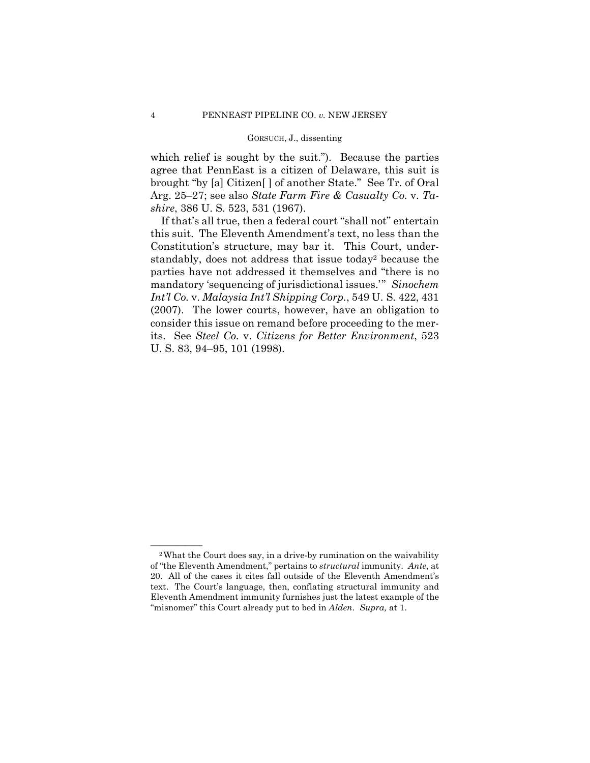which relief is sought by the suit."). Because the parties agree that PennEast is a citizen of Delaware, this suit is brought "by [a] Citizen[ ] of another State." See Tr. of Oral Arg. 25–27; see also *State Farm Fire & Casualty Co.* v. *Tashire*, 386 U. S. 523, 531 (1967).

If that's all true, then a federal court "shall not" entertain this suit. The Eleventh Amendment's text, no less than the Constitution's structure, may bar it. This Court, understandably, does not address that issue today[2] because the parties have not addressed it themselves and "there is no mandatory 'sequencing of jurisdictional issues.'" *Sinochem Int'l Co.* v. *Malaysia Int'l Shipping Corp.*, 549 U. S. 422, 431 (2007). The lower courts, however, have an obligation to consider this issue on remand before proceeding to the merits. See *Steel Co.* v. *Citizens for Better Environment*, 523 U. S. 83, 94–95, 101 (1998).

---

[2] What the Court does say, in a drive-by rumination on the waivability of "the Eleventh Amendment," pertains to *structural* immunity. *Ante*, at 20. All of the cases it cites fall outside of the Eleventh Amendment's text. The Court's language, then, conflating structural immunity and Eleventh Amendment immunity furnishes just the latest example of the "misnomer" this Court already put to bed in *Alden*. *Supra,* at 1.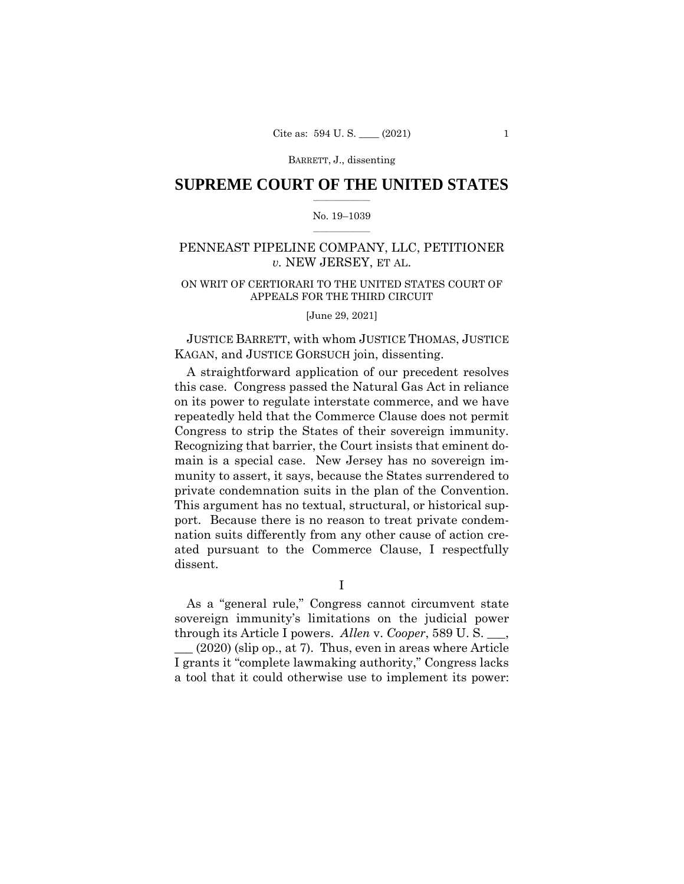# SUPREME COURT OF THE UNITED STATES

No. 19–1039

PENNEAST PIPELINE COMPANY, LLC, PETITIONER *v.* NEW JERSEY, ET AL.

ON WRIT OF CERTIORARI TO THE UNITED STATES COURT OF APPEALS FOR THE THIRD CIRCUIT

[June 29, 2021]

JUSTICE BARRETT, with whom JUSTICE THOMAS, JUSTICE KAGAN, and JUSTICE GORSUCH join, dissenting.

A straightforward application of our precedent resolves this case. Congress passed the Natural Gas Act in reliance on its power to regulate interstate commerce, and we have repeatedly held that the Commerce Clause does not permit Congress to strip the States of their sovereign immunity. Recognizing that barrier, the Court insists that eminent domain is a special case. New Jersey has no sovereign immunity to assert, it says, because the States surrendered to private condemnation suits in the plan of the Convention. This argument has no textual, structural, or historical support. Because there is no reason to treat private condemnation suits differently from any other cause of action created pursuant to the Commerce Clause, I respectfully dissent.

I

As a "general rule," Congress cannot circumvent state sovereign immunity's limitations on the judicial power through its Article I powers. *Allen* v. *Cooper*, 589 U. S. ___, ___ (2020) (slip op., at 7). Thus, even in areas where Article I grants it "complete lawmaking authority," Congress lacks a tool that it could otherwise use to implement its power: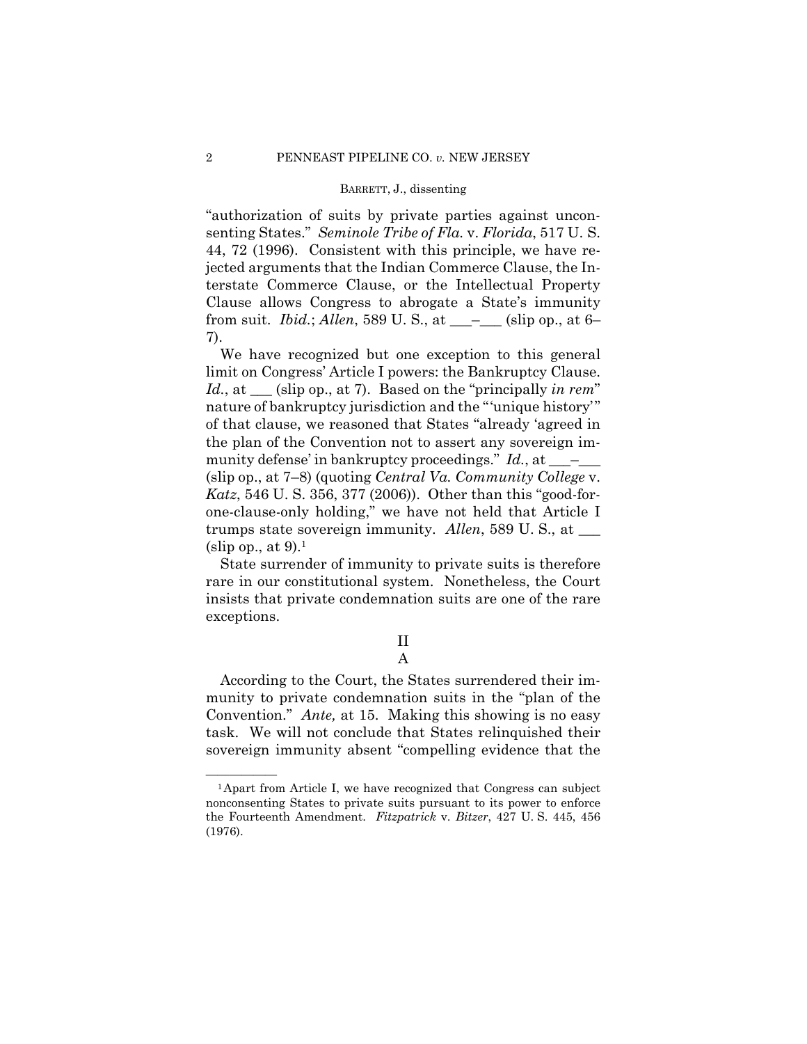"authorization of suits by private parties against unconsenting States." *Seminole Tribe of Fla.* v. *Florida*, 517 U. S. 44, 72 (1996). Consistent with this principle, we have rejected arguments that the Indian Commerce Clause, the Interstate Commerce Clause, or the Intellectual Property Clause allows Congress to abrogate a State's immunity from suit. *Ibid.*; *Allen*, 589 U. S., at ___–___ (slip op., at 6–7).

We have recognized but one exception to this general limit on Congress' Article I powers: the Bankruptcy Clause. *Id.*, at ___ (slip op., at 7). Based on the "principally *in rem*" nature of bankruptcy jurisdiction and the "'unique history'" of that clause, we reasoned that States "already 'agreed in the plan of the Convention not to assert any sovereign immunity defense' in bankruptcy proceedings." *Id.*, at ___–___ (slip op., at 7–8) (quoting *Central Va. Community College* v. *Katz*, 546 U. S. 356, 377 (2006)). Other than this "good-for-one-clause-only holding," we have not held that Article I trumps state sovereign immunity. *Allen*, 589 U. S., at ___ (slip op., at 9).[1]

State surrender of immunity to private suits is therefore rare in our constitutional system. Nonetheless, the Court insists that private condemnation suits are one of the rare exceptions.

## II

### A

According to the Court, the States surrendered their immunity to private condemnation suits in the "plan of the Convention." *Ante,* at 15. Making this showing is no easy task. We will not conclude that States relinquished their sovereign immunity absent "compelling evidence that the

---

[1] Apart from Article I, we have recognized that Congress can subject nonconsenting States to private suits pursuant to its power to enforce the Fourteenth Amendment. *Fitzpatrick* v. *Bitzer*, 427 U. S. 445, 456 (1976).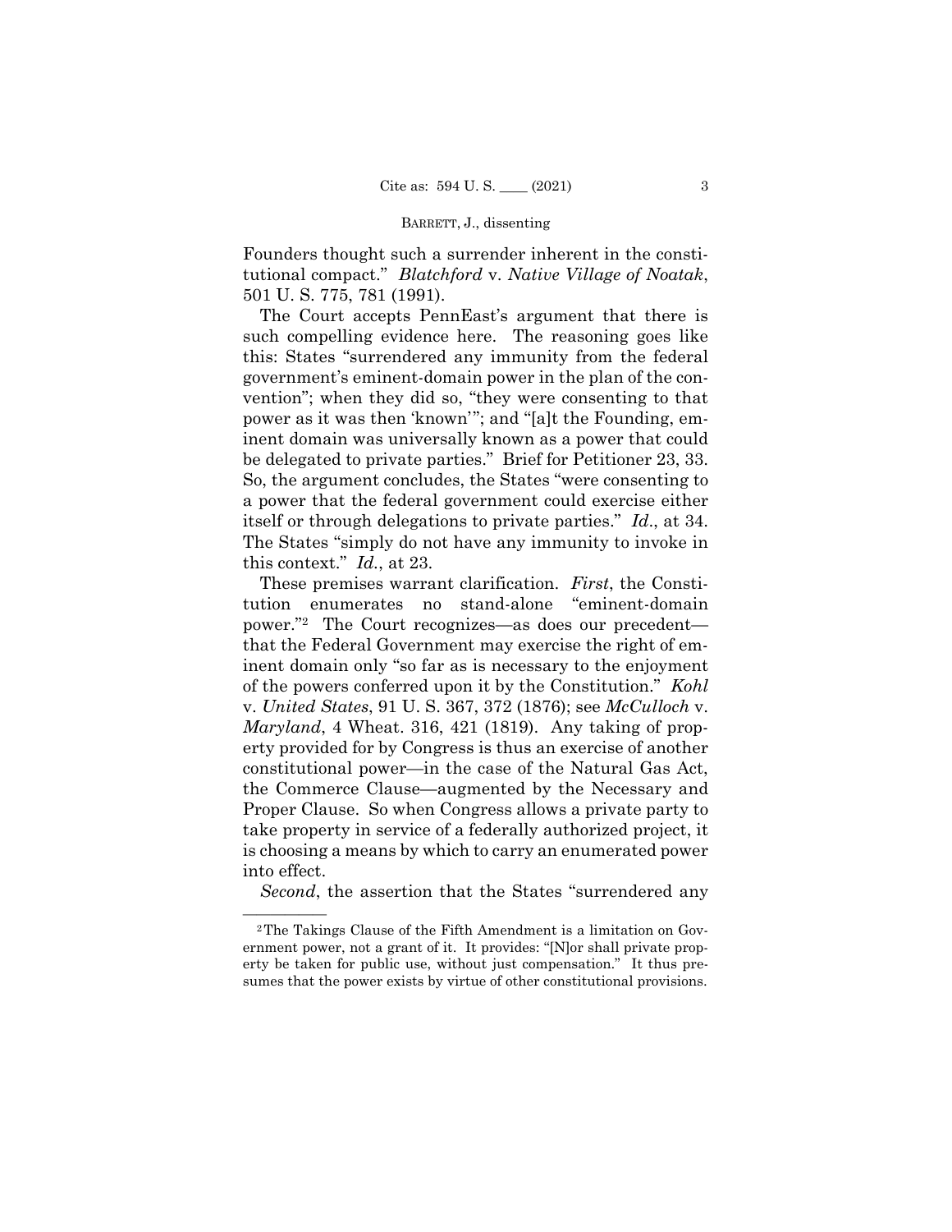Founders thought such a surrender inherent in the constitutional compact." *Blatchford* v. *Native Village of Noatak*, 501 U. S. 775, 781 (1991).

The Court accepts PennEast's argument that there is such compelling evidence here. The reasoning goes like this: States "surrendered any immunity from the federal government's eminent-domain power in the plan of the convention"; when they did so, "they were consenting to that power as it was then 'known'"; and "[a]t the Founding, eminent domain was universally known as a power that could be delegated to private parties." Brief for Petitioner 23, 33. So, the argument concludes, the States "were consenting to a power that the federal government could exercise either itself or through delegations to private parties." *Id*., at 34. The States "simply do not have any immunity to invoke in this context." *Id.*, at 23.

These premises warrant clarification. *First*, the Constitution enumerates no stand-alone "eminent-domain power."[2] The Court recognizes—as does our precedent—that the Federal Government may exercise the right of eminent domain only "so far as is necessary to the enjoyment of the powers conferred upon it by the Constitution." *Kohl* v. *United States*, 91 U. S. 367, 372 (1876); see *McCulloch* v. *Maryland*, 4 Wheat. 316, 421 (1819). Any taking of property provided for by Congress is thus an exercise of another constitutional power—in the case of the Natural Gas Act, the Commerce Clause—augmented by the Necessary and Proper Clause. So when Congress allows a private party to take property in service of a federally authorized project, it is choosing a means by which to carry an enumerated power into effect.

*Second*, the assertion that the States "surrendered any

---

[2] The Takings Clause of the Fifth Amendment is a limitation on Government power, not a grant of it. It provides: "[N]or shall private property be taken for public use, without just compensation." It thus presumes that the power exists by virtue of other constitutional provisions.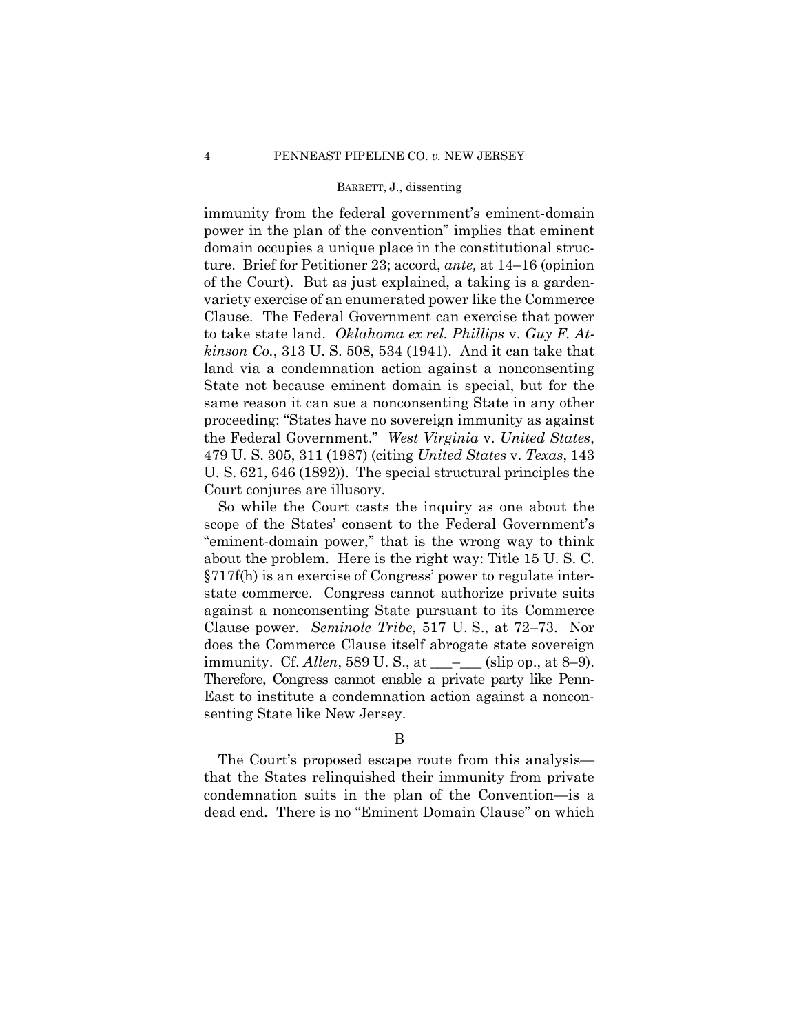immunity from the federal government's eminent-domain power in the plan of the convention" implies that eminent domain occupies a unique place in the constitutional structure. Brief for Petitioner 23; accord, *ante,* at 14–16 (opinion of the Court). But as just explained, a taking is a garden-variety exercise of an enumerated power like the Commerce Clause. The Federal Government can exercise that power to take state land. *Oklahoma ex rel. Phillips* v. *Guy F. Atkinson Co.*, 313 U. S. 508, 534 (1941). And it can take that land via a condemnation action against a nonconsenting State not because eminent domain is special, but for the same reason it can sue a nonconsenting State in any other proceeding: "States have no sovereign immunity as against the Federal Government." *West Virginia* v. *United States*, 479 U. S. 305, 311 (1987) (citing *United States* v. *Texas*, 143 U. S. 621, 646 (1892)). The special structural principles the Court conjures are illusory.

So while the Court casts the inquiry as one about the scope of the States' consent to the Federal Government's "eminent-domain power," that is the wrong way to think about the problem. Here is the right way: Title 15 U. S. C. §717f(h) is an exercise of Congress' power to regulate interstate commerce. Congress cannot authorize private suits against a nonconsenting State pursuant to its Commerce Clause power. *Seminole Tribe*, 517 U. S., at 72–73. Nor does the Commerce Clause itself abrogate state sovereign immunity. Cf. *Allen*, 589 U. S., at ___–___ (slip op., at 8–9). Therefore, Congress cannot enable a private party like PennEast to institute a condemnation action against a nonconsenting State like New Jersey.

B

The Court's proposed escape route from this analysis—that the States relinquished their immunity from private condemnation suits in the plan of the Convention—is a dead end. There is no "Eminent Domain Clause" on which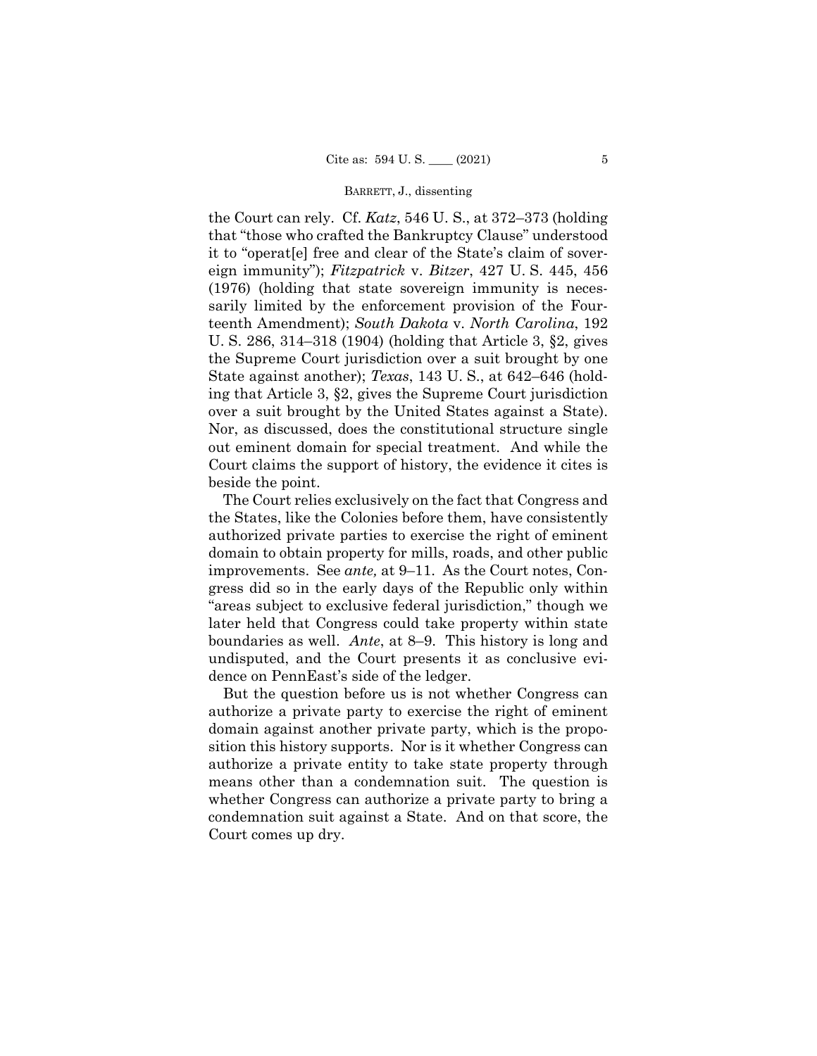the Court can rely. Cf. *Katz*, 546 U. S., at 372–373 (holding that "those who crafted the Bankruptcy Clause" understood it to "operat[e] free and clear of the State's claim of sovereign immunity"); *Fitzpatrick* v. *Bitzer*, 427 U. S. 445, 456 (1976) (holding that state sovereign immunity is necessarily limited by the enforcement provision of the Fourteenth Amendment); *South Dakota* v. *North Carolina*, 192 U. S. 286, 314–318 (1904) (holding that Article 3, §2, gives the Supreme Court jurisdiction over a suit brought by one State against another); *Texas*, 143 U. S., at 642–646 (holding that Article 3, §2, gives the Supreme Court jurisdiction over a suit brought by the United States against a State). Nor, as discussed, does the constitutional structure single out eminent domain for special treatment. And while the Court claims the support of history, the evidence it cites is beside the point.

The Court relies exclusively on the fact that Congress and the States, like the Colonies before them, have consistently authorized private parties to exercise the right of eminent domain to obtain property for mills, roads, and other public improvements. See *ante,* at 9–11. As the Court notes, Congress did so in the early days of the Republic only within "areas subject to exclusive federal jurisdiction," though we later held that Congress could take property within state boundaries as well. *Ante*, at 8–9. This history is long and undisputed, and the Court presents it as conclusive evidence on PennEast's side of the ledger.

But the question before us is not whether Congress can authorize a private party to exercise the right of eminent domain against another private party, which is the proposition this history supports. Nor is it whether Congress can authorize a private entity to take state property through means other than a condemnation suit. The question is whether Congress can authorize a private party to bring a condemnation suit against a State. And on that score, the Court comes up dry.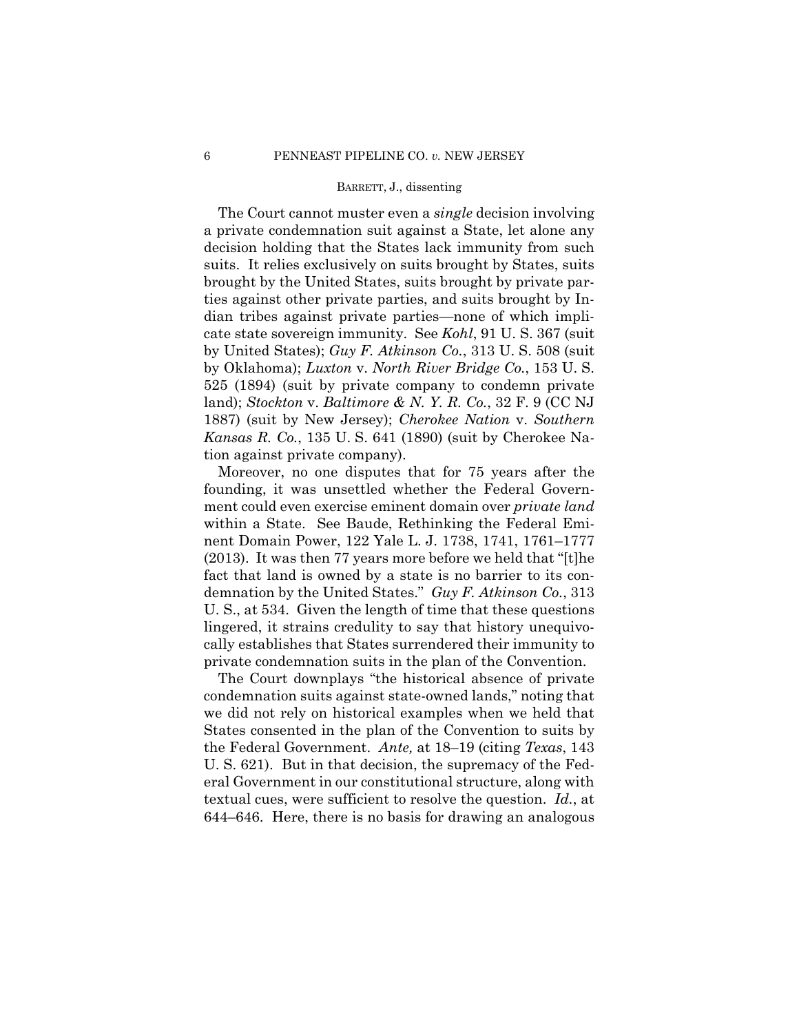The Court cannot muster even a *single* decision involving a private condemnation suit against a State, let alone any decision holding that the States lack immunity from such suits. It relies exclusively on suits brought by States, suits brought by the United States, suits brought by private parties against other private parties, and suits brought by Indian tribes against private parties—none of which implicate state sovereign immunity. See *Kohl*, 91 U. S. 367 (suit by United States); *Guy F. Atkinson Co.*, 313 U. S. 508 (suit by Oklahoma); *Luxton* v. *North River Bridge Co.*, 153 U. S. 525 (1894) (suit by private company to condemn private land); *Stockton* v. *Baltimore & N. Y. R. Co.*, 32 F. 9 (CC NJ 1887) (suit by New Jersey); *Cherokee Nation* v. *Southern Kansas R. Co.*, 135 U. S. 641 (1890) (suit by Cherokee Nation against private company).

Moreover, no one disputes that for 75 years after the founding, it was unsettled whether the Federal Government could even exercise eminent domain over *private land* within a State. See Baude, Rethinking the Federal Eminent Domain Power, 122 Yale L. J. 1738, 1741, 1761–1777 (2013). It was then 77 years more before we held that "[t]he fact that land is owned by a state is no barrier to its condemnation by the United States." *Guy F. Atkinson Co.*, 313 U. S., at 534. Given the length of time that these questions lingered, it strains credulity to say that history unequivocally establishes that States surrendered their immunity to private condemnation suits in the plan of the Convention.

The Court downplays "the historical absence of private condemnation suits against state-owned lands," noting that we did not rely on historical examples when we held that States consented in the plan of the Convention to suits by the Federal Government. *Ante,* at 18–19 (citing *Texas*, 143 U. S. 621). But in that decision, the supremacy of the Federal Government in our constitutional structure, along with textual cues, were sufficient to resolve the question. *Id.*, at 644–646. Here, there is no basis for drawing an analogous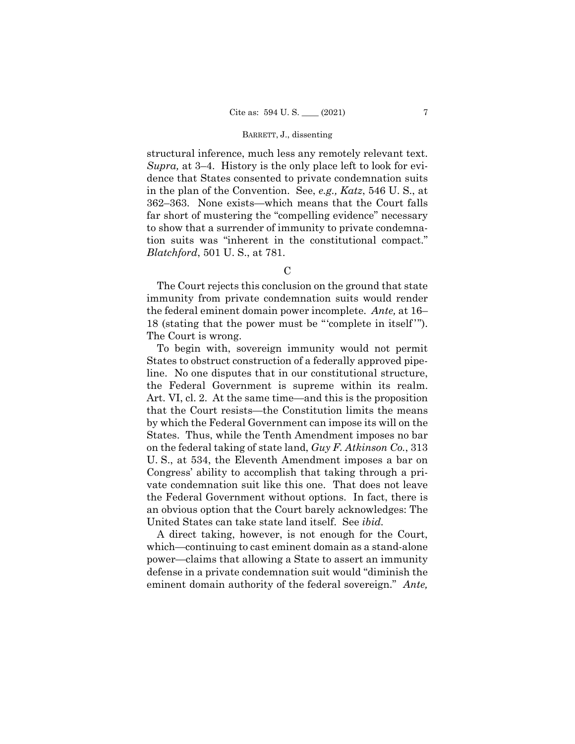structural inference, much less any remotely relevant text. *Supra,* at 3–4. History is the only place left to look for evidence that States consented to private condemnation suits in the plan of the Convention. See, *e.g., Katz*, 546 U. S., at 362–363. None exists—which means that the Court falls far short of mustering the "compelling evidence" necessary to show that a surrender of immunity to private condemnation suits was "inherent in the constitutional compact." *Blatchford*, 501 U. S., at 781.

C

The Court rejects this conclusion on the ground that state immunity from private condemnation suits would render the federal eminent domain power incomplete. *Ante,* at 16–18 (stating that the power must be "'complete in itself'"). The Court is wrong.

To begin with, sovereign immunity would not permit States to obstruct construction of a federally approved pipeline. No one disputes that in our constitutional structure, the Federal Government is supreme within its realm. Art. VI, cl. 2. At the same time—and this is the proposition that the Court resists—the Constitution limits the means by which the Federal Government can impose its will on the States. Thus, while the Tenth Amendment imposes no bar on the federal taking of state land, *Guy F. Atkinson Co.*, 313 U. S., at 534, the Eleventh Amendment imposes a bar on Congress' ability to accomplish that taking through a private condemnation suit like this one. That does not leave the Federal Government without options. In fact, there is an obvious option that the Court barely acknowledges: The United States can take state land itself. See *ibid.*

A direct taking, however, is not enough for the Court, which—continuing to cast eminent domain as a stand-alone power—claims that allowing a State to assert an immunity defense in a private condemnation suit would "diminish the eminent domain authority of the federal sovereign." *Ante,*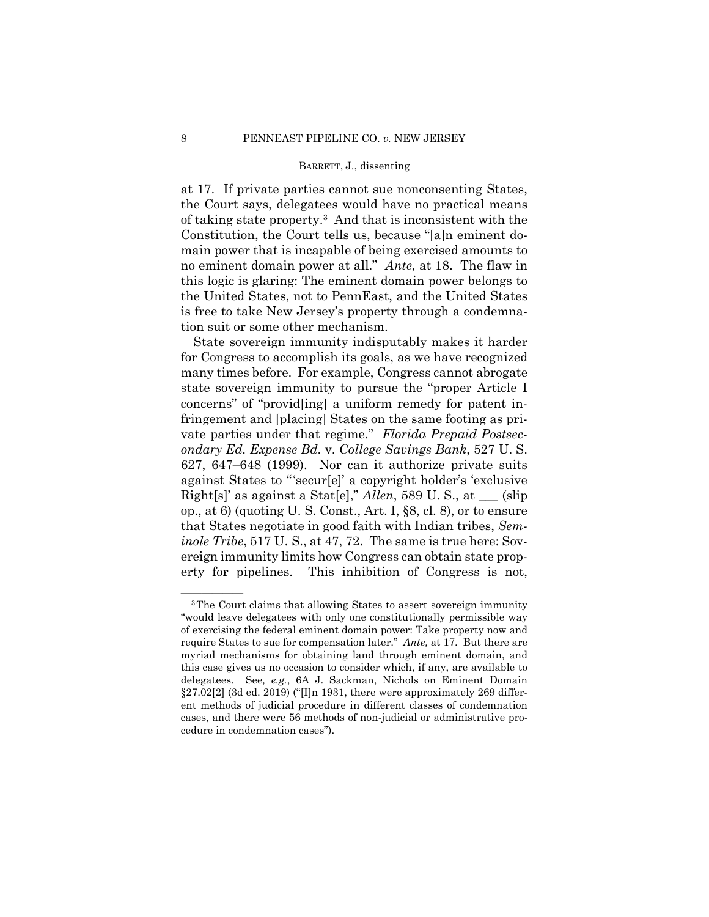at 17. If private parties cannot sue nonconsenting States, the Court says, delegatees would have no practical means of taking state property.[3] And that is inconsistent with the Constitution, the Court tells us, because "[a]n eminent domain power that is incapable of being exercised amounts to no eminent domain power at all." *Ante,* at 18. The flaw in this logic is glaring: The eminent domain power belongs to the United States, not to PennEast, and the United States is free to take New Jersey's property through a condemnation suit or some other mechanism.

State sovereign immunity indisputably makes it harder for Congress to accomplish its goals, as we have recognized many times before. For example, Congress cannot abrogate state sovereign immunity to pursue the "proper Article I concerns" of "provid[ing] a uniform remedy for patent infringement and [placing] States on the same footing as private parties under that regime." *Florida Prepaid Postsecondary Ed. Expense Bd.* v. *College Savings Bank*, 527 U. S. 627, 647–648 (1999). Nor can it authorize private suits against States to "'secur[e]' a copyright holder's 'exclusive Right[s]' as against a Stat[e]," *Allen*, 589 U. S., at \_\_\_ (slip op., at 6) (quoting U. S. Const., Art. I, §8, cl. 8), or to ensure that States negotiate in good faith with Indian tribes, *Seminole Tribe*, 517 U. S., at 47, 72. The same is true here: Sovereign immunity limits how Congress can obtain state property for pipelines. This inhibition of Congress is not,

---

[3] The Court claims that allowing States to assert sovereign immunity "would leave delegatees with only one constitutionally permissible way of exercising the federal eminent domain power: Take property now and require States to sue for compensation later." *Ante,* at 17. But there are myriad mechanisms for obtaining land through eminent domain, and this case gives us no occasion to consider which, if any, are available to delegatees. See*, e.g.*, 6A J. Sackman, Nichols on Eminent Domain §27.02[2] (3d ed. 2019) ("[I]n 1931, there were approximately 269 different methods of judicial procedure in different classes of condemnation cases, and there were 56 methods of non-judicial or administrative procedure in condemnation cases").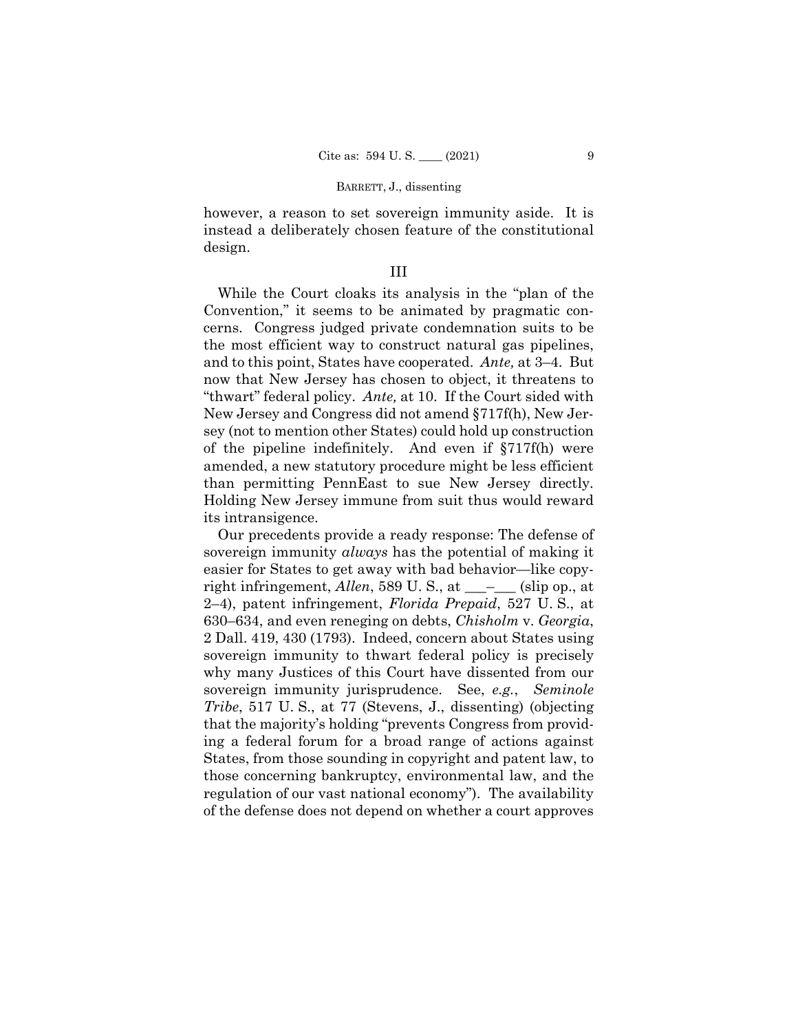however, a reason to set sovereign immunity aside. It is instead a deliberately chosen feature of the constitutional design.

## III

While the Court cloaks its analysis in the "plan of the Convention," it seems to be animated by pragmatic concerns. Congress judged private condemnation suits to be the most efficient way to construct natural gas pipelines, and to this point, States have cooperated. *Ante,* at 3–4. But now that New Jersey has chosen to object, it threatens to "thwart" federal policy. *Ante,* at 10. If the Court sided with New Jersey and Congress did not amend §717f(h), New Jersey (not to mention other States) could hold up construction of the pipeline indefinitely. And even if §717f(h) were amended, a new statutory procedure might be less efficient than permitting PennEast to sue New Jersey directly. Holding New Jersey immune from suit thus would reward its intransigence.

Our precedents provide a ready response: The defense of sovereign immunity *always* has the potential of making it easier for States to get away with bad behavior—like copyright infringement, *Allen*, 589 U. S., at ___–___ (slip op., at 2–4), patent infringement, *Florida Prepaid*, 527 U. S., at 630–634, and even reneging on debts, *Chisholm* v. *Georgia*, 2 Dall. 419, 430 (1793). Indeed, concern about States using sovereign immunity to thwart federal policy is precisely why many Justices of this Court have dissented from our sovereign immunity jurisprudence. See, *e.g.*, *Seminole Tribe*, 517 U. S., at 77 (Stevens, J., dissenting) (objecting that the majority's holding "prevents Congress from providing a federal forum for a broad range of actions against States, from those sounding in copyright and patent law, to those concerning bankruptcy, environmental law, and the regulation of our vast national economy"). The availability of the defense does not depend on whether a court approves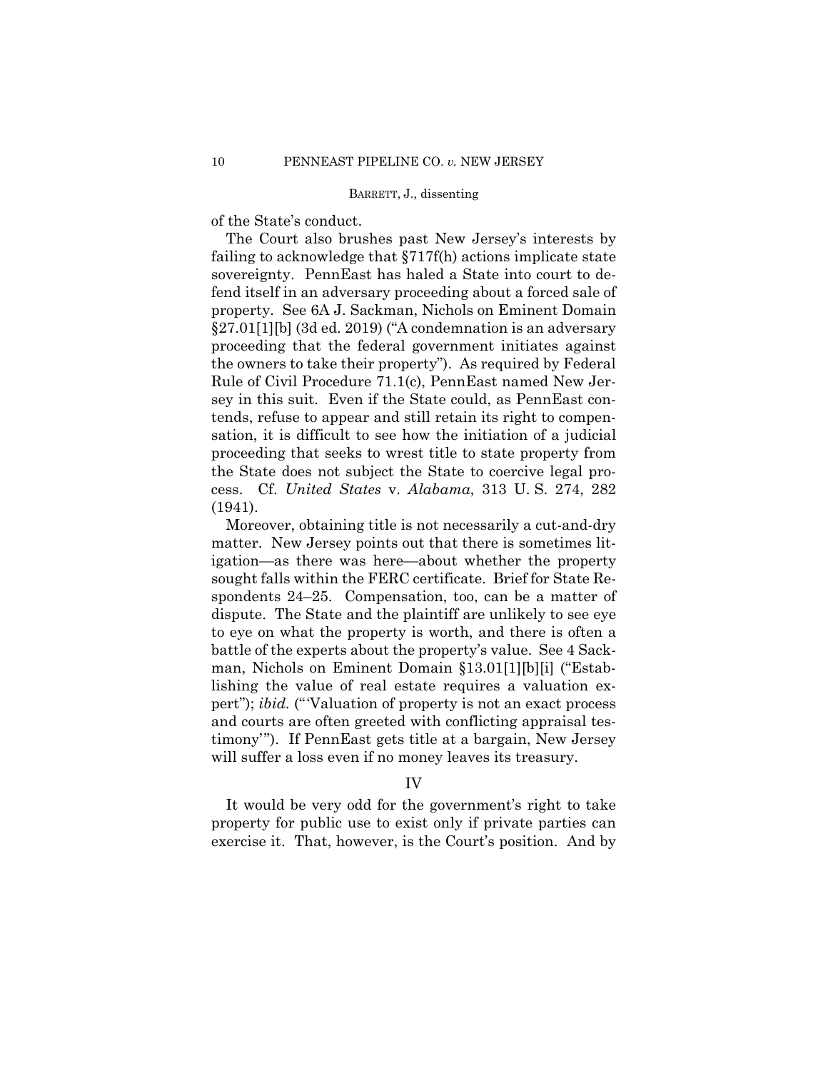of the State's conduct.

The Court also brushes past New Jersey's interests by failing to acknowledge that §717f(h) actions implicate state sovereignty. PennEast has haled a State into court to defend itself in an adversary proceeding about a forced sale of property. See 6A J. Sackman, Nichols on Eminent Domain §27.01[1][b] (3d ed. 2019) ("A condemnation is an adversary proceeding that the federal government initiates against the owners to take their property"). As required by Federal Rule of Civil Procedure 71.1(c), PennEast named New Jersey in this suit. Even if the State could, as PennEast contends, refuse to appear and still retain its right to compensation, it is difficult to see how the initiation of a judicial proceeding that seeks to wrest title to state property from the State does not subject the State to coercive legal process. Cf. *United States* v. *Alabama*, 313 U. S. 274, 282 (1941).

Moreover, obtaining title is not necessarily a cut-and-dry matter. New Jersey points out that there is sometimes litigation—as there was here—about whether the property sought falls within the FERC certificate. Brief for State Respondents 24–25. Compensation, too, can be a matter of dispute. The State and the plaintiff are unlikely to see eye to eye on what the property is worth, and there is often a battle of the experts about the property's value. See 4 Sackman, Nichols on Eminent Domain §13.01[1][b][i] ("Establishing the value of real estate requires a valuation expert"); *ibid.* ("'Valuation of property is not an exact process and courts are often greeted with conflicting appraisal testimony'"). If PennEast gets title at a bargain, New Jersey will suffer a loss even if no money leaves its treasury.

## IV

It would be very odd for the government's right to take property for public use to exist only if private parties can exercise it. That, however, is the Court's position. And by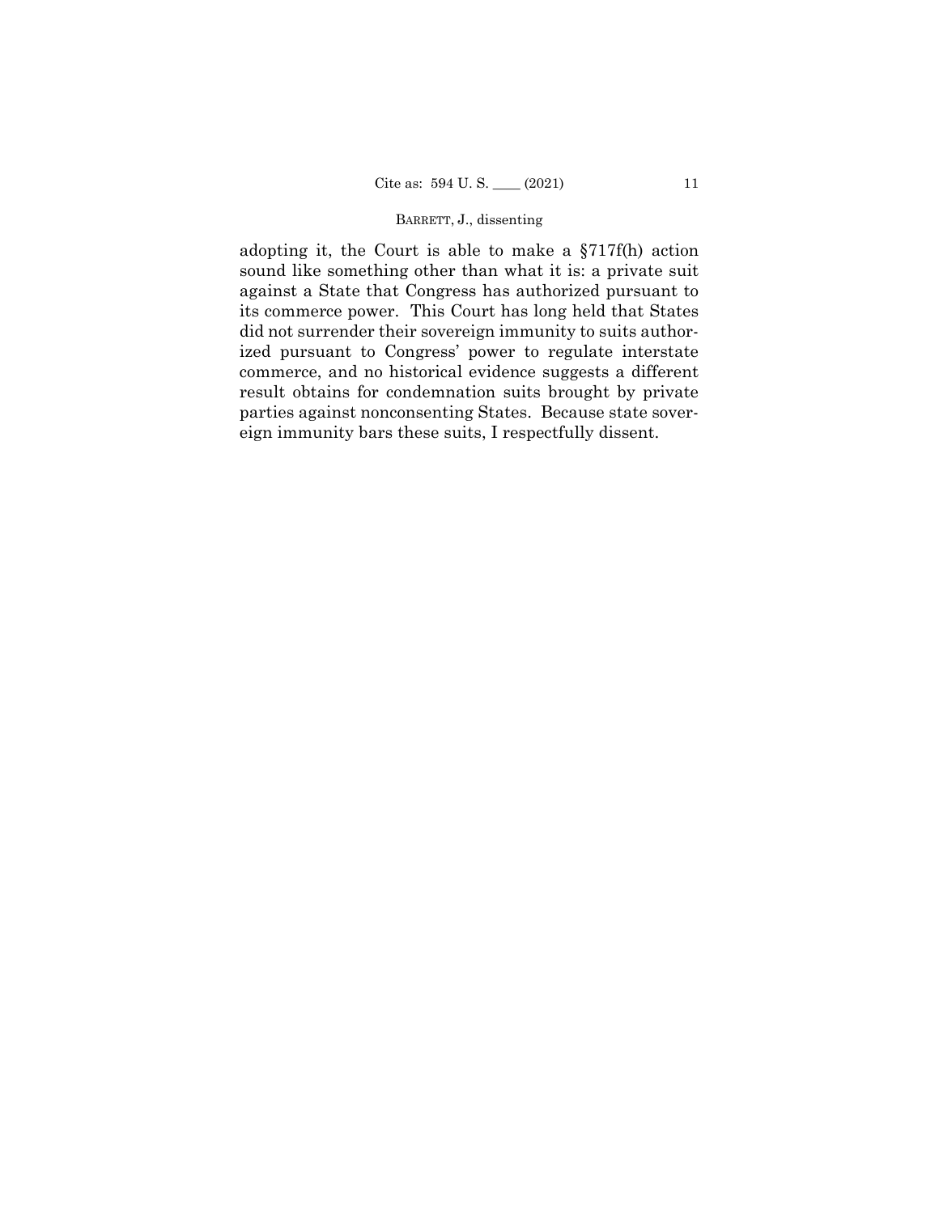adopting it, the Court is able to make a §717f(h) action sound like something other than what it is: a private suit against a State that Congress has authorized pursuant to its commerce power. This Court has long held that States did not surrender their sovereign immunity to suits authorized pursuant to Congress' power to regulate interstate commerce, and no historical evidence suggests a different result obtains for condemnation suits brought by private parties against nonconsenting States. Because state sovereign immunity bars these suits, I respectfully dissent.